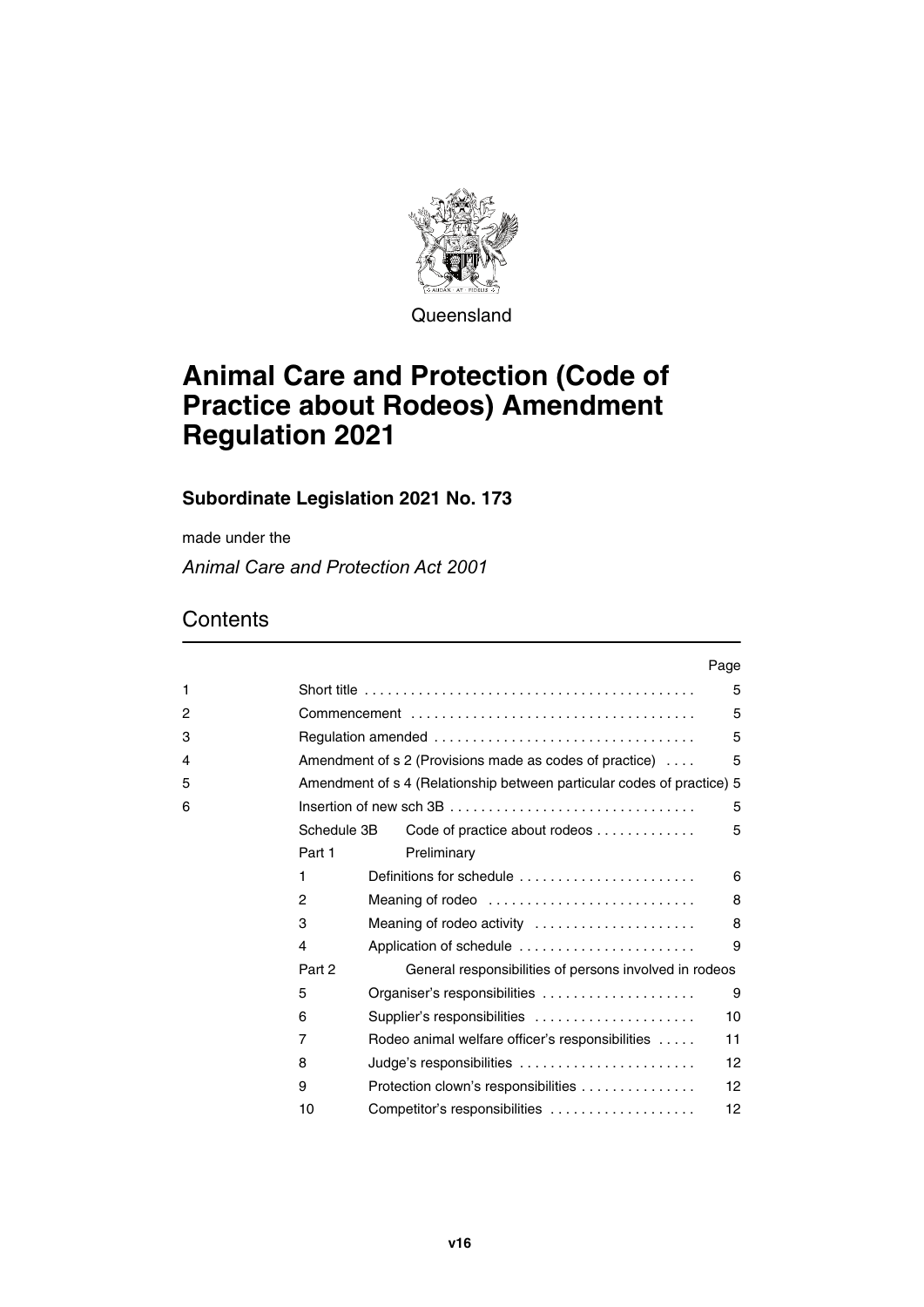Queensland

# Animal Care and Protection (Code of Practice about Rodeos) Amendment Regulation 2021

## Subordinate Legislation 2021 No. 173

made under the

*Animal Care and Protection Act 2001*

## Contents

| | | | Page |
|---|---|---|---|
| 1 | Short title | | 5 |
| 2 | Commencement | | 5 |
| 3 | Regulation amended | | 5 |
| 4 | Amendment of s 2 (Provisions made as codes of practice) | | 5 |
| 5 | Amendment of s 4 (Relationship between particular codes of practice) | | 5 |
| 6 | Insertion of new sch 3B | | 5 |
| | Schedule 3B | Code of practice about rodeos | 5 |
| | Part 1 | Preliminary | |
| | 1 | Definitions for schedule | 6 |
| | 2 | Meaning of rodeo | 8 |
| | 3 | Meaning of rodeo activity | 8 |
| | 4 | Application of schedule | 9 |
| | Part 2 | General responsibilities of persons involved in rodeos | |
| | 5 | Organiser's responsibilities | 9 |
| | 6 | Supplier's responsibilities | 10 |
| | 7 | Rodeo animal welfare officer's responsibilities | 11 |
| | 8 | Judge's responsibilities | 12 |
| | 9 | Protection clown's responsibilities | 12 |
| | 10 | Competitor's responsibilities | 12 |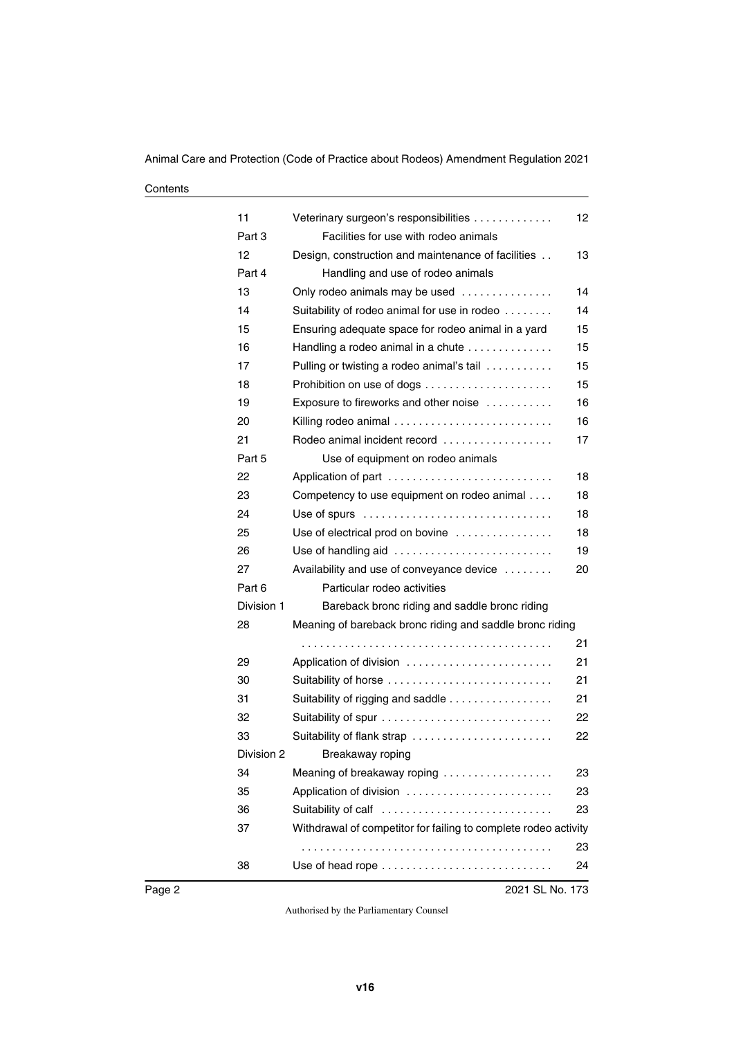| | | |
|---|---|---|
| 11 | Veterinary surgeon's responsibilities | 12 |
| Part 3 | Facilities for use with rodeo animals | |
| 12 | Design, construction and maintenance of facilities | 13 |
| Part 4 | Handling and use of rodeo animals | |
| 13 | Only rodeo animals may be used | 14 |
| 14 | Suitability of rodeo animal for use in rodeo | 14 |
| 15 | Ensuring adequate space for rodeo animal in a yard | 15 |
| 16 | Handling a rodeo animal in a chute | 15 |
| 17 | Pulling or twisting a rodeo animal's tail | 15 |
| 18 | Prohibition on use of dogs | 15 |
| 19 | Exposure to fireworks and other noise | 16 |
| 20 | Killing rodeo animal | 16 |
| 21 | Rodeo animal incident record | 17 |
| Part 5 | Use of equipment on rodeo animals | |
| 22 | Application of part | 18 |
| 23 | Competency to use equipment on rodeo animal | 18 |
| 24 | Use of spurs | 18 |
| 25 | Use of electrical prod on bovine | 18 |
| 26 | Use of handling aid | 19 |
| 27 | Availability and use of conveyance device | 20 |
| Part 6 | Particular rodeo activities | |
| Division 1 | Bareback bronc riding and saddle bronc riding | |
| 28 | Meaning of bareback bronc riding and saddle bronc riding | 21 |
| 29 | Application of division | 21 |
| 30 | Suitability of horse | 21 |
| 31 | Suitability of rigging and saddle | 21 |
| 32 | Suitability of spur | 22 |
| 33 | Suitability of flank strap | 22 |
| Division 2 | Breakaway roping | |
| 34 | Meaning of breakaway roping | 23 |
| 35 | Application of division | 23 |
| 36 | Suitability of calf | 23 |
| 37 | Withdrawal of competitor for failing to complete rodeo activity | 23 |
| 38 | Use of head rope | 24 |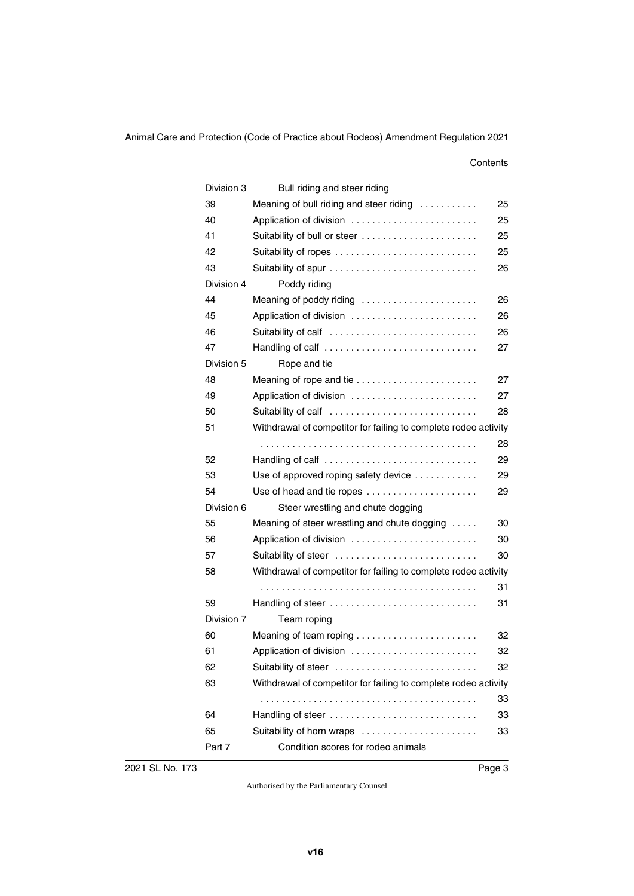| | | |
|---|---|---|
| Division 3 | Bull riding and steer riding | |
| 39 | Meaning of bull riding and steer riding | 25 |
| 40 | Application of division | 25 |
| 41 | Suitability of bull or steer | 25 |
| 42 | Suitability of ropes | 25 |
| 43 | Suitability of spur | 26 |
| Division 4 | Poddy riding | |
| 44 | Meaning of poddy riding | 26 |
| 45 | Application of division | 26 |
| 46 | Suitability of calf | 26 |
| 47 | Handling of calf | 27 |
| Division 5 | Rope and tie | |
| 48 | Meaning of rope and tie | 27 |
| 49 | Application of division | 27 |
| 50 | Suitability of calf | 28 |
| 51 | Withdrawal of competitor for failing to complete rodeo activity | 28 |
| 52 | Handling of calf | 29 |
| 53 | Use of approved roping safety device | 29 |
| 54 | Use of head and tie ropes | 29 |
| Division 6 | Steer wrestling and chute dogging | |
| 55 | Meaning of steer wrestling and chute dogging | 30 |
| 56 | Application of division | 30 |
| 57 | Suitability of steer | 30 |
| 58 | Withdrawal of competitor for failing to complete rodeo activity | 31 |
| 59 | Handling of steer | 31 |
| Division 7 | Team roping | |
| 60 | Meaning of team roping | 32 |
| 61 | Application of division | 32 |
| 62 | Suitability of steer | 32 |
| 63 | Withdrawal of competitor for failing to complete rodeo activity | 33 |
| 64 | Handling of steer | 33 |
| 65 | Suitability of horn wraps | 33 |
| Part 7 | Condition scores for rodeo animals | |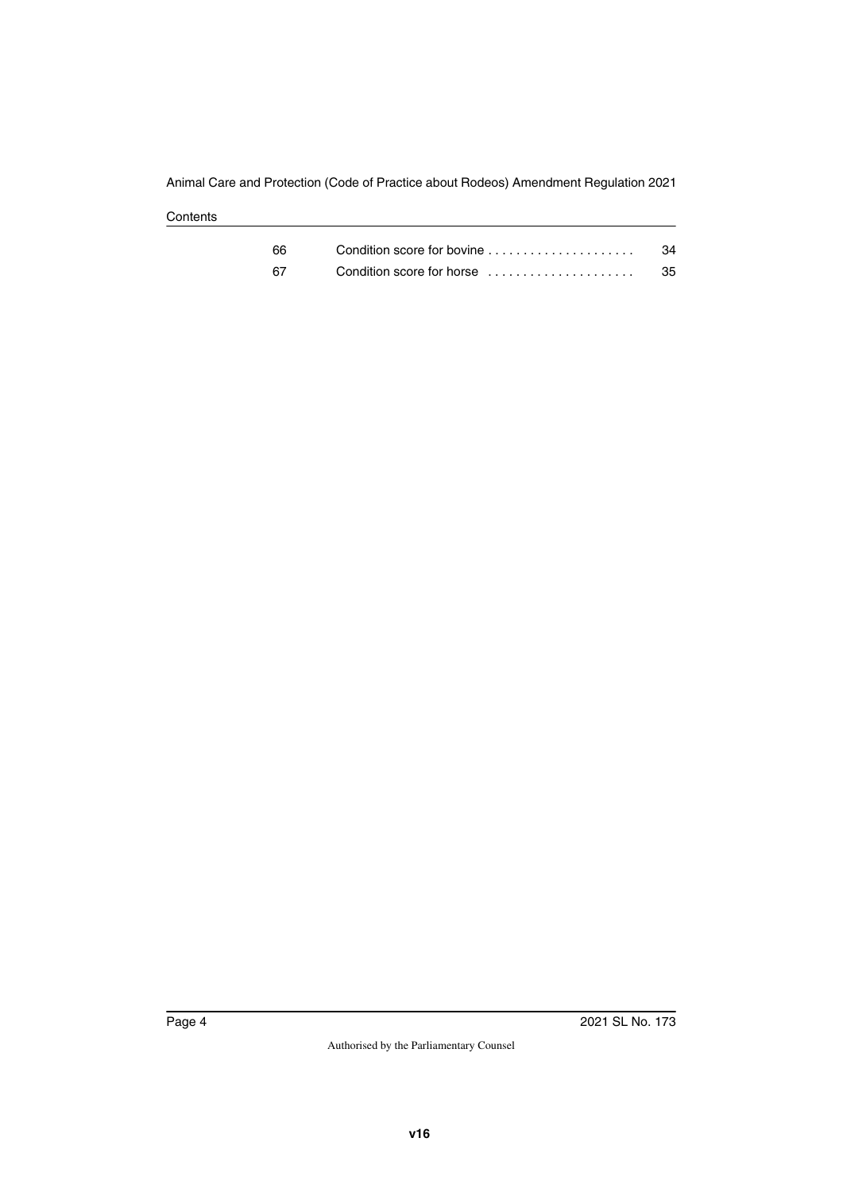| | | |
|---|---|---|
| 66 | Condition score for bovine | 34 |
| 67 | Condition score for horse | 35 |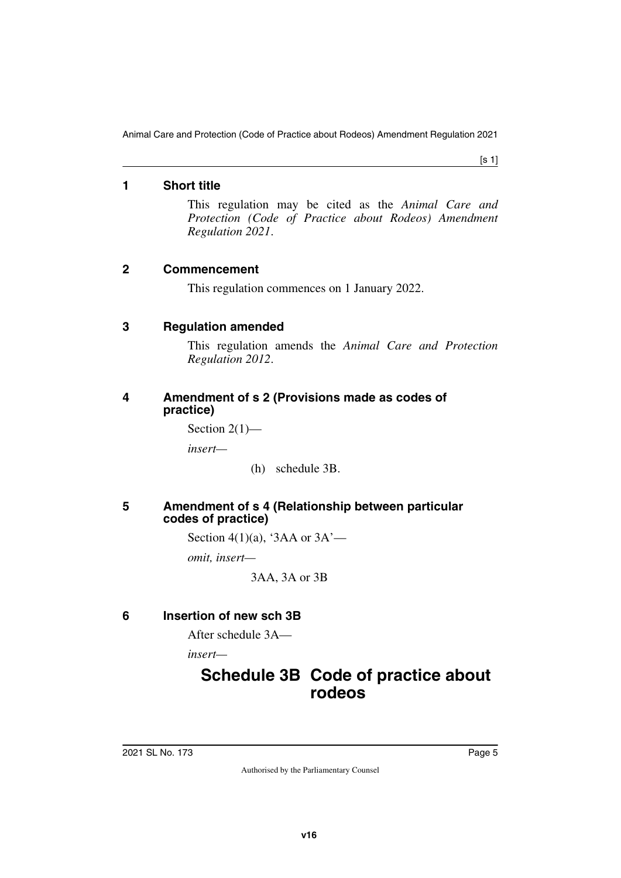## 1 Short title

This regulation may be cited as the *Animal Care and Protection (Code of Practice about Rodeos) Amendment Regulation 2021*.

## 2 Commencement

This regulation commences on 1 January 2022.

## 3 Regulation amended

This regulation amends the *Animal Care and Protection Regulation 2012*.

## 4 Amendment of s 2 (Provisions made as codes of practice)

Section 2(1)—

*insert*—

(h) schedule 3B.

## 5 Amendment of s 4 (Relationship between particular codes of practice)

Section 4(1)(a), '3AA or 3A'—

*omit, insert*—

3AA, 3A or 3B

## 6 Insertion of new sch 3B

After schedule 3A—

*insert*—

# Schedule 3B Code of practice about rodeos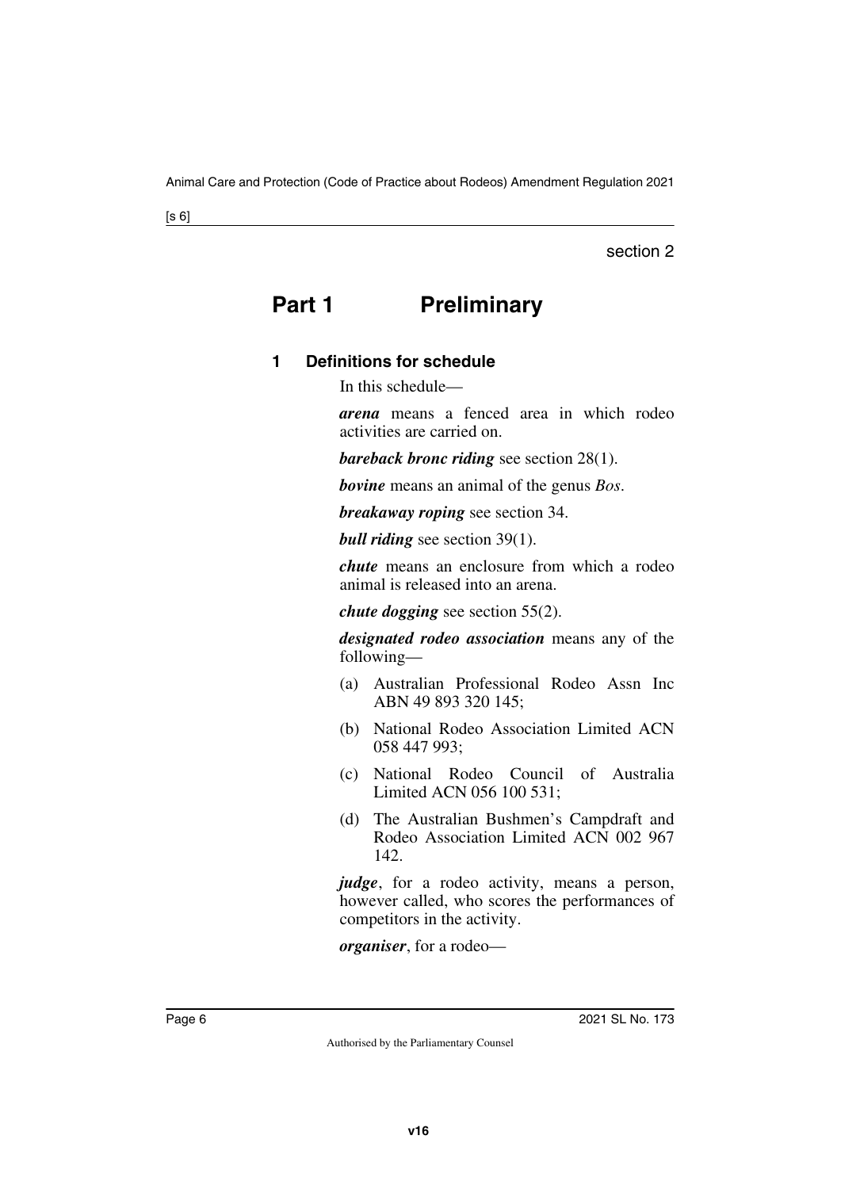section 2

# Part 1 Preliminary

### 1 Definitions for schedule

In this schedule—

***arena*** means a fenced area in which rodeo activities are carried on.

***bareback bronc riding*** see section 28(1).

***bovine*** means an animal of the genus *Bos*.

***breakaway roping*** see section 34.

***bull riding*** see section 39(1).

***chute*** means an enclosure from which a rodeo animal is released into an arena.

***chute dogging*** see section 55(2).

***designated rodeo association*** means any of the following—

(a) Australian Professional Rodeo Assn Inc ABN 49 893 320 145;

(b) National Rodeo Association Limited ACN 058 447 993;

(c) National Rodeo Council of Australia Limited ACN 056 100 531;

(d) The Australian Bushmen's Campdraft and Rodeo Association Limited ACN 002 967 142.

***judge***, for a rodeo activity, means a person, however called, who scores the performances of competitors in the activity.

***organiser***, for a rodeo—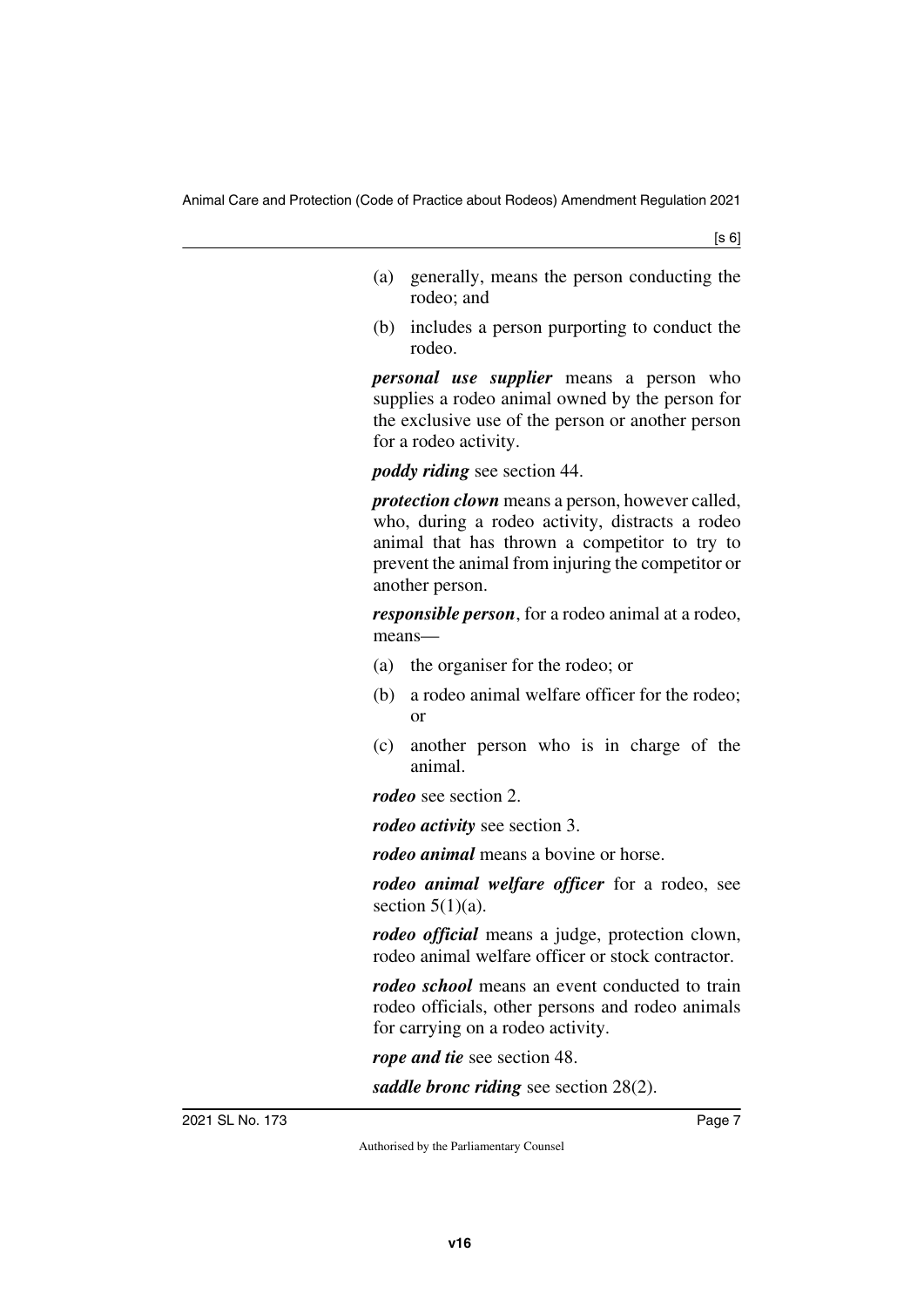(a) generally, means the person conducting the rodeo; and

(b) includes a person purporting to conduct the rodeo.

***personal use supplier*** means a person who supplies a rodeo animal owned by the person for the exclusive use of the person or another person for a rodeo activity.

***poddy riding*** see section 44.

***protection clown*** means a person, however called, who, during a rodeo activity, distracts a rodeo animal that has thrown a competitor to try to prevent the animal from injuring the competitor or another person.

***responsible person***, for a rodeo animal at a rodeo, means—

(a) the organiser for the rodeo; or

(b) a rodeo animal welfare officer for the rodeo; or

(c) another person who is in charge of the animal.

***rodeo*** see section 2.

***rodeo activity*** see section 3.

***rodeo animal*** means a bovine or horse.

***rodeo animal welfare officer*** for a rodeo, see section 5(1)(a).

***rodeo official*** means a judge, protection clown, rodeo animal welfare officer or stock contractor.

***rodeo school*** means an event conducted to train rodeo officials, other persons and rodeo animals for carrying on a rodeo activity.

***rope and tie*** see section 48.

***saddle bronc riding*** see section 28(2).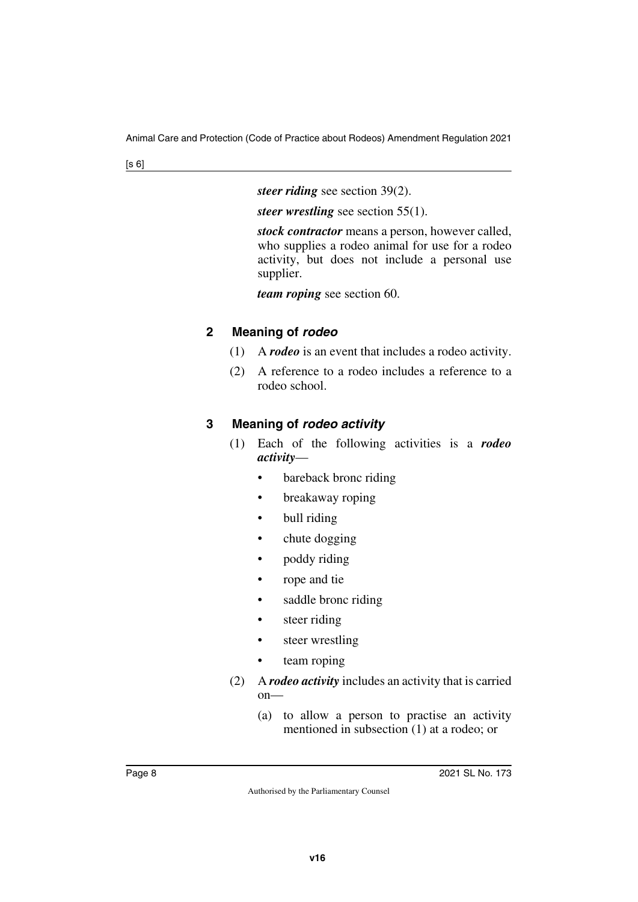***steer riding*** see section 39(2).

***steer wrestling*** see section 55(1).

***stock contractor*** means a person, however called, who supplies a rodeo animal for use for a rodeo activity, but does not include a personal use supplier.

***team roping*** see section 60.

### 2 Meaning of *rodeo*

(1) A ***rodeo*** is an event that includes a rodeo activity.

(2) A reference to a rodeo includes a reference to a rodeo school.

### 3 Meaning of *rodeo activity*

(1) Each of the following activities is a ***rodeo activity***—

- bareback bronc riding
- breakaway roping
- bull riding
- chute dogging
- poddy riding
- rope and tie
- saddle bronc riding
- steer riding
- steer wrestling
- team roping

(2) A ***rodeo activity*** includes an activity that is carried on—

(a) to allow a person to practise an activity mentioned in subsection (1) at a rodeo; or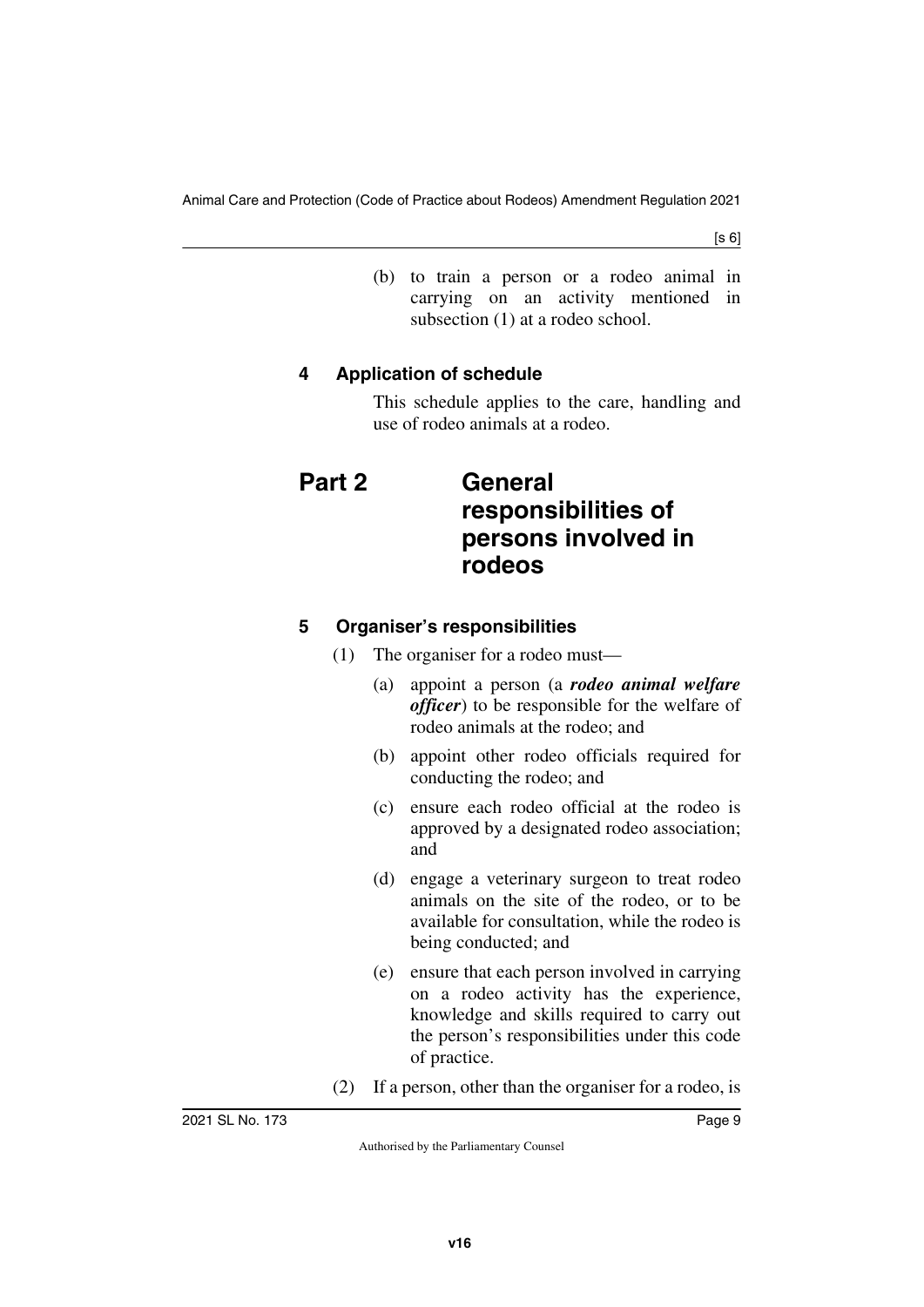(b) to train a person or a rodeo animal in carrying on an activity mentioned in subsection (1) at a rodeo school.

### 4 Application of schedule

This schedule applies to the care, handling and use of rodeo animals at a rodeo.

## Part 2 General responsibilities of persons involved in rodeos

### 5 Organiser's responsibilities

(1) The organiser for a rodeo must—

(a) appoint a person (a ***rodeo animal welfare officer***) to be responsible for the welfare of rodeo animals at the rodeo; and

(b) appoint other rodeo officials required for conducting the rodeo; and

(c) ensure each rodeo official at the rodeo is approved by a designated rodeo association; and

(d) engage a veterinary surgeon to treat rodeo animals on the site of the rodeo, or to be available for consultation, while the rodeo is being conducted; and

(e) ensure that each person involved in carrying on a rodeo activity has the experience, knowledge and skills required to carry out the person's responsibilities under this code of practice.

(2) If a person, other than the organiser for a rodeo, is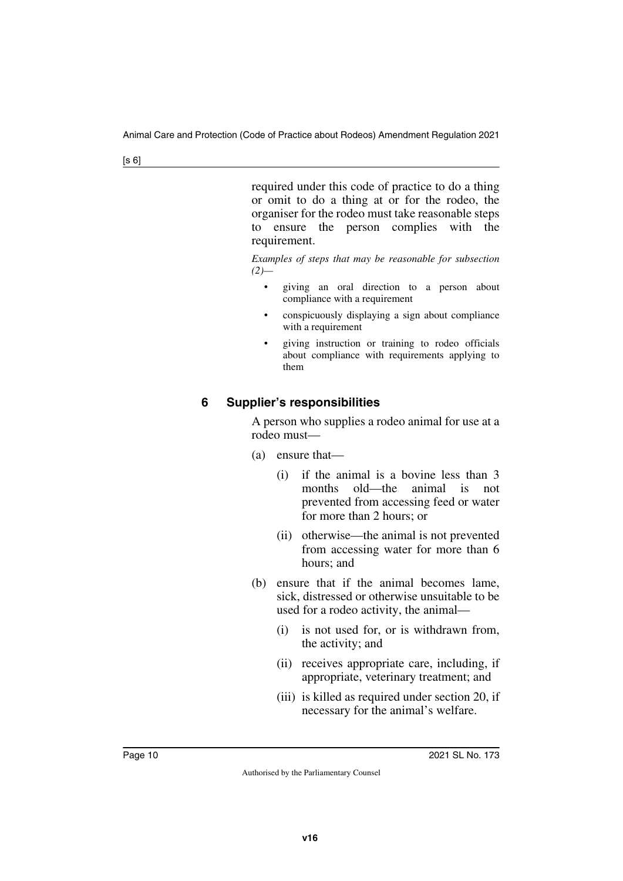required under this code of practice to do a thing or omit to do a thing at or for the rodeo, the organiser for the rodeo must take reasonable steps to ensure the person complies with the requirement.

*Examples of steps that may be reasonable for subsection (2)—*

- giving an oral direction to a person about compliance with a requirement
- conspicuously displaying a sign about compliance with a requirement
- giving instruction or training to rodeo officials about compliance with requirements applying to them

### 6 Supplier's responsibilities

A person who supplies a rodeo animal for use at a rodeo must—

(a) ensure that—

(i) if the animal is a bovine less than 3 months old—the animal is not prevented from accessing feed or water for more than 2 hours; or

(ii) otherwise—the animal is not prevented from accessing water for more than 6 hours; and

(b) ensure that if the animal becomes lame, sick, distressed or otherwise unsuitable to be used for a rodeo activity, the animal—

(i) is not used for, or is withdrawn from, the activity; and

(ii) receives appropriate care, including, if appropriate, veterinary treatment; and

(iii) is killed as required under section 20, if necessary for the animal's welfare.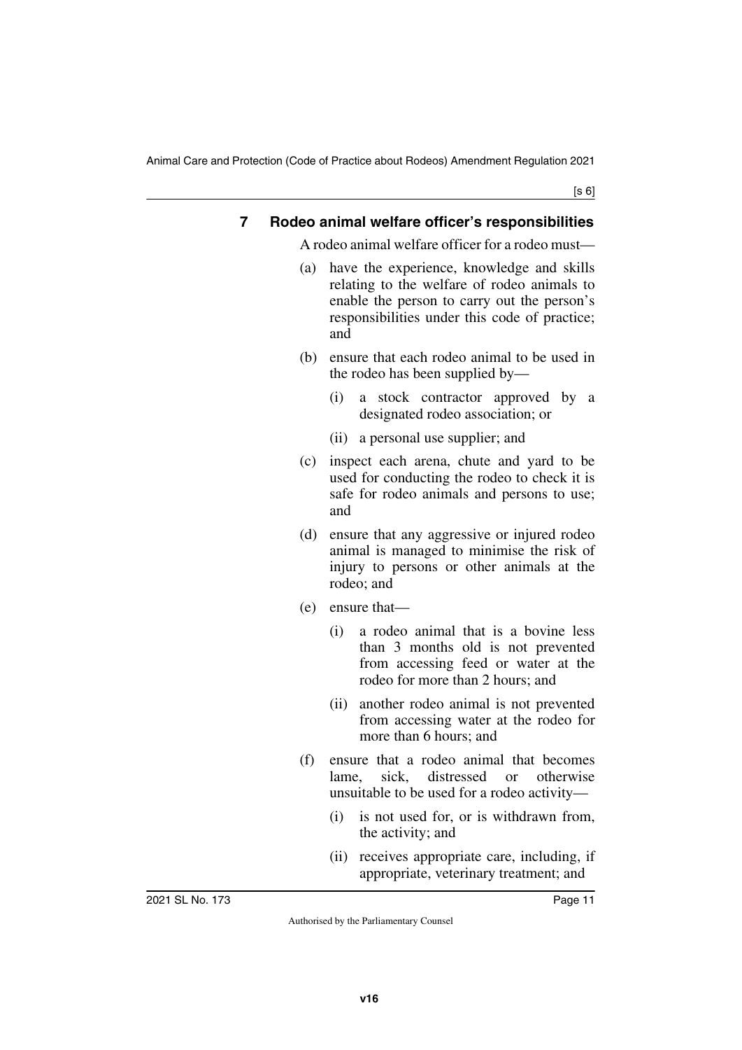## 7 Rodeo animal welfare officer's responsibilities

A rodeo animal welfare officer for a rodeo must—

(a) have the experience, knowledge and skills relating to the welfare of rodeo animals to enable the person to carry out the person's responsibilities under this code of practice; and

(b) ensure that each rodeo animal to be used in the rodeo has been supplied by—

  (i) a stock contractor approved by a designated rodeo association; or

  (ii) a personal use supplier; and

(c) inspect each arena, chute and yard to be used for conducting the rodeo to check it is safe for rodeo animals and persons to use; and

(d) ensure that any aggressive or injured rodeo animal is managed to minimise the risk of injury to persons or other animals at the rodeo; and

(e) ensure that—

  (i) a rodeo animal that is a bovine less than 3 months old is not prevented from accessing feed or water at the rodeo for more than 2 hours; and

  (ii) another rodeo animal is not prevented from accessing water at the rodeo for more than 6 hours; and

(f) ensure that a rodeo animal that becomes lame, sick, distressed or otherwise unsuitable to be used for a rodeo activity—

  (i) is not used for, or is withdrawn from, the activity; and

  (ii) receives appropriate care, including, if appropriate, veterinary treatment; and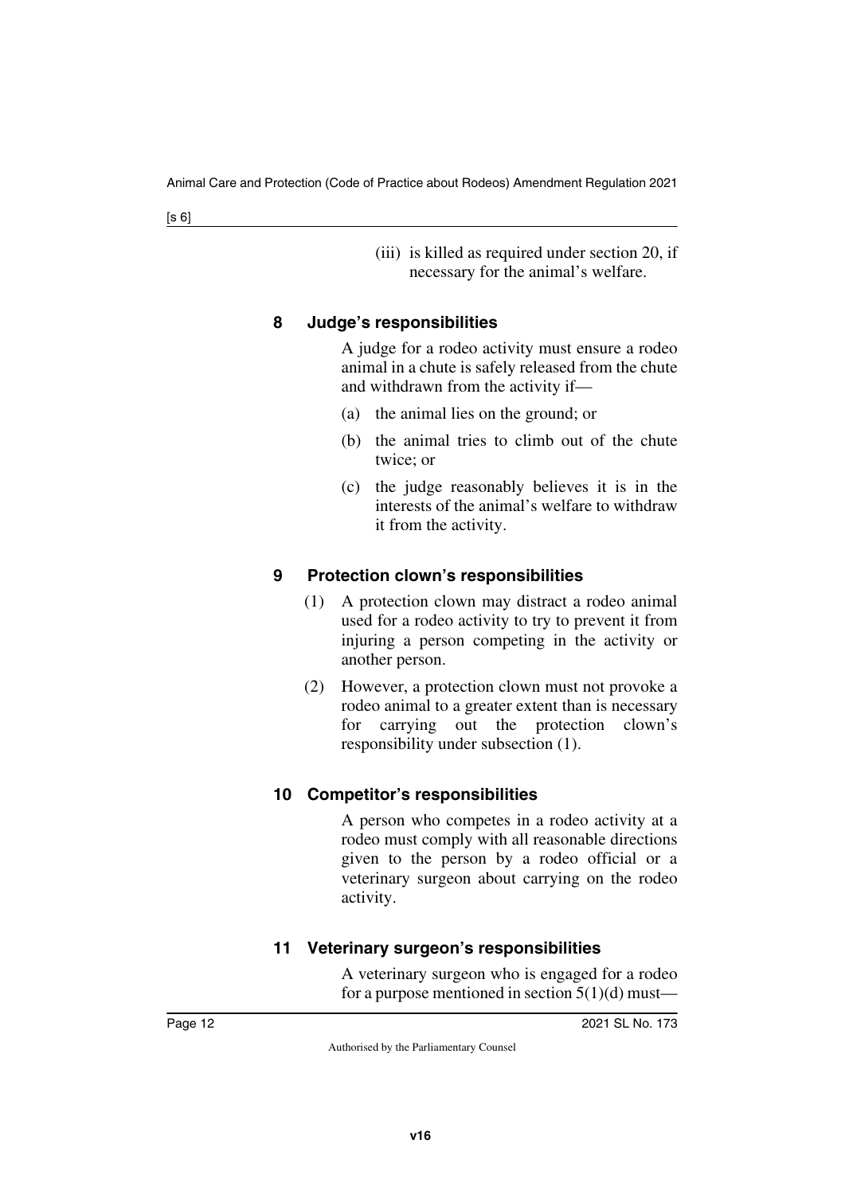(iii) is killed as required under section 20, if necessary for the animal's welfare.

### 8 Judge's responsibilities

A judge for a rodeo activity must ensure a rodeo animal in a chute is safely released from the chute and withdrawn from the activity if—

(a) the animal lies on the ground; or

(b) the animal tries to climb out of the chute twice; or

(c) the judge reasonably believes it is in the interests of the animal's welfare to withdraw it from the activity.

### 9 Protection clown's responsibilities

(1) A protection clown may distract a rodeo animal used for a rodeo activity to try to prevent it from injuring a person competing in the activity or another person.

(2) However, a protection clown must not provoke a rodeo animal to a greater extent than is necessary for carrying out the protection clown's responsibility under subsection (1).

### 10 Competitor's responsibilities

A person who competes in a rodeo activity at a rodeo must comply with all reasonable directions given to the person by a rodeo official or a veterinary surgeon about carrying on the rodeo activity.

### 11 Veterinary surgeon's responsibilities

A veterinary surgeon who is engaged for a rodeo for a purpose mentioned in section 5(1)(d) must—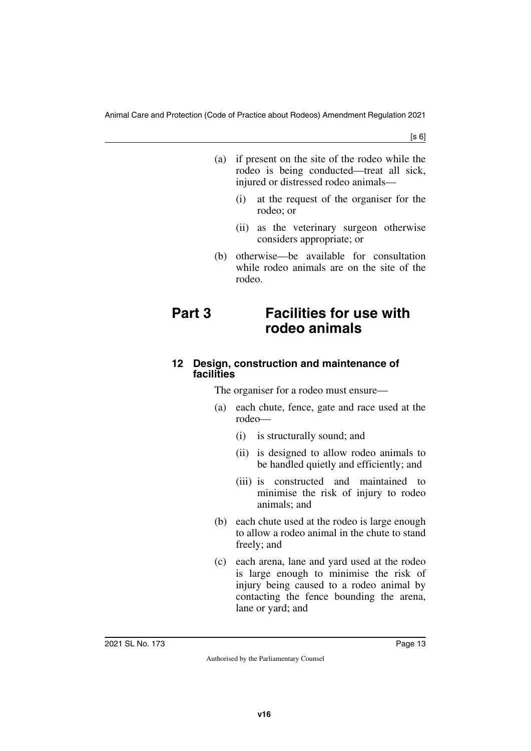(a) if present on the site of the rodeo while the rodeo is being conducted—treat all sick, injured or distressed rodeo animals—

   (i) at the request of the organiser for the rodeo; or

   (ii) as the veterinary surgeon otherwise considers appropriate; or

(b) otherwise—be available for consultation while rodeo animals are on the site of the rodeo.

# Part 3 Facilities for use with rodeo animals

### 12 Design, construction and maintenance of facilities

The organiser for a rodeo must ensure—

(a) each chute, fence, gate and race used at the rodeo—

   (i) is structurally sound; and

   (ii) is designed to allow rodeo animals to be handled quietly and efficiently; and

   (iii) is constructed and maintained to minimise the risk of injury to rodeo animals; and

(b) each chute used at the rodeo is large enough to allow a rodeo animal in the chute to stand freely; and

(c) each arena, lane and yard used at the rodeo is large enough to minimise the risk of injury being caused to a rodeo animal by contacting the fence bounding the arena, lane or yard; and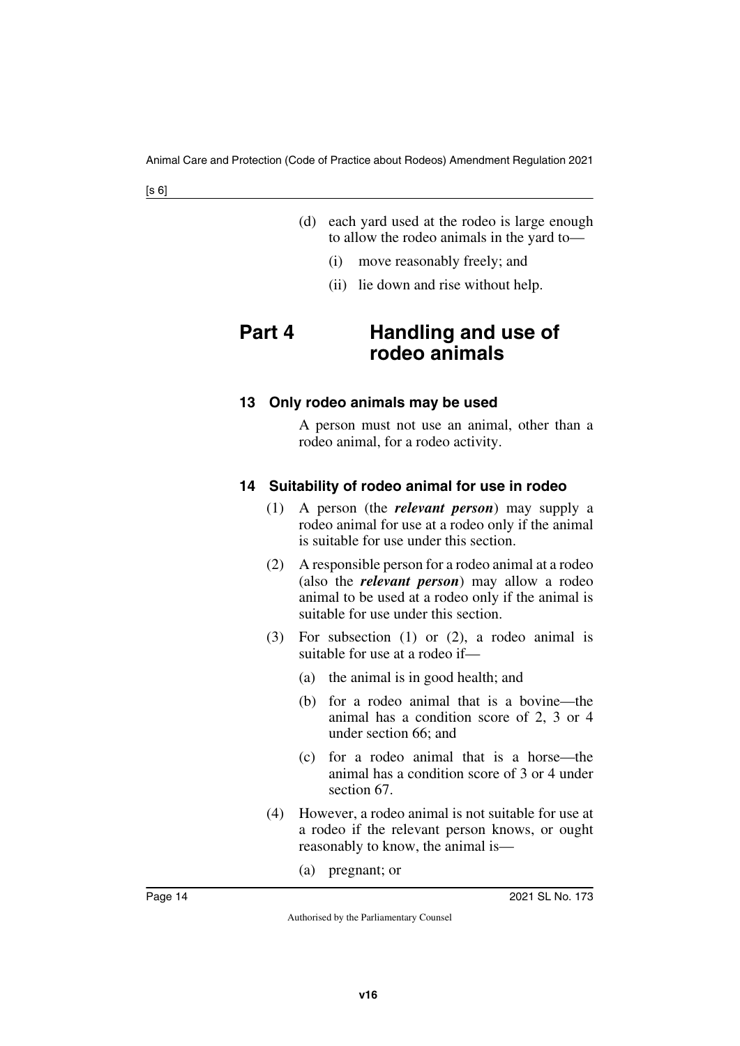(d) each yard used at the rodeo is large enough to allow the rodeo animals in the yard to—

  (i) move reasonably freely; and

  (ii) lie down and rise without help.

## Part 4 Handling and use of rodeo animals

### 13 Only rodeo animals may be used

A person must not use an animal, other than a rodeo animal, for a rodeo activity.

### 14 Suitability of rodeo animal for use in rodeo

(1) A person (the ***relevant person***) may supply a rodeo animal for use at a rodeo only if the animal is suitable for use under this section.

(2) A responsible person for a rodeo animal at a rodeo (also the ***relevant person***) may allow a rodeo animal to be used at a rodeo only if the animal is suitable for use under this section.

(3) For subsection (1) or (2), a rodeo animal is suitable for use at a rodeo if—

  (a) the animal is in good health; and

  (b) for a rodeo animal that is a bovine—the animal has a condition score of 2, 3 or 4 under section 66; and

  (c) for a rodeo animal that is a horse—the animal has a condition score of 3 or 4 under section 67.

(4) However, a rodeo animal is not suitable for use at a rodeo if the relevant person knows, or ought reasonably to know, the animal is—

  (a) pregnant; or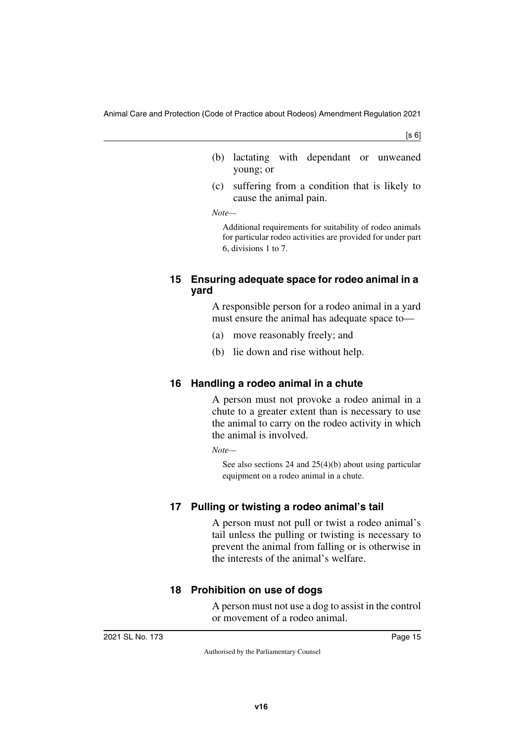(b) lactating with dependant or unweaned young; or

(c) suffering from a condition that is likely to cause the animal pain.

*Note—*

Additional requirements for suitability of rodeo animals for particular rodeo activities are provided for under part 6, divisions 1 to 7.

### 15 Ensuring adequate space for rodeo animal in a yard

A responsible person for a rodeo animal in a yard must ensure the animal has adequate space to—

(a) move reasonably freely; and

(b) lie down and rise without help.

### 16 Handling a rodeo animal in a chute

A person must not provoke a rodeo animal in a chute to a greater extent than is necessary to use the animal to carry on the rodeo activity in which the animal is involved.

*Note—*

See also sections 24 and 25(4)(b) about using particular equipment on a rodeo animal in a chute.

### 17 Pulling or twisting a rodeo animal's tail

A person must not pull or twist a rodeo animal's tail unless the pulling or twisting is necessary to prevent the animal from falling or is otherwise in the interests of the animal's welfare.

### 18 Prohibition on use of dogs

A person must not use a dog to assist in the control or movement of a rodeo animal.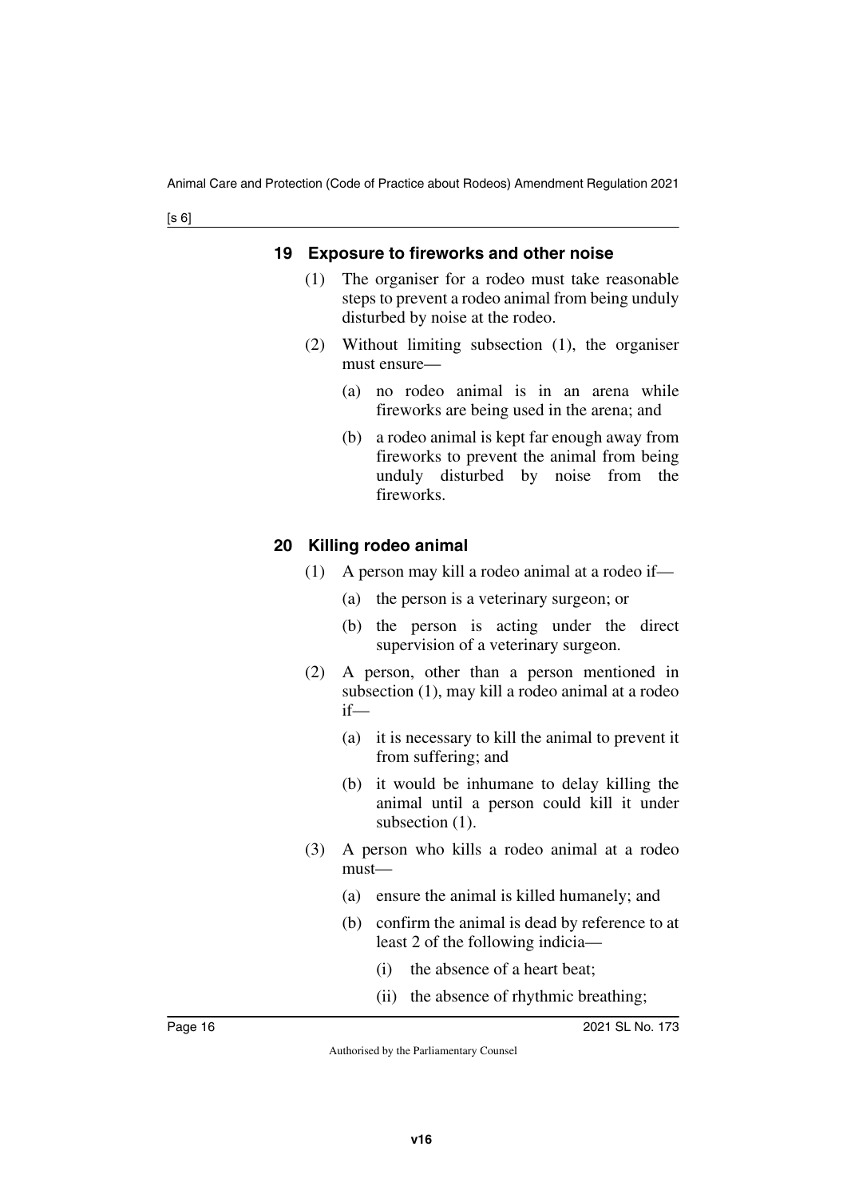### 19 Exposure to fireworks and other noise

(1) The organiser for a rodeo must take reasonable steps to prevent a rodeo animal from being unduly disturbed by noise at the rodeo.

(2) Without limiting subsection (1), the organiser must ensure—

(a) no rodeo animal is in an arena while fireworks are being used in the arena; and

(b) a rodeo animal is kept far enough away from fireworks to prevent the animal from being unduly disturbed by noise from the fireworks.

### 20 Killing rodeo animal

(1) A person may kill a rodeo animal at a rodeo if—

(a) the person is a veterinary surgeon; or

(b) the person is acting under the direct supervision of a veterinary surgeon.

(2) A person, other than a person mentioned in subsection (1), may kill a rodeo animal at a rodeo if—

(a) it is necessary to kill the animal to prevent it from suffering; and

(b) it would be inhumane to delay killing the animal until a person could kill it under subsection (1).

(3) A person who kills a rodeo animal at a rodeo must—

(a) ensure the animal is killed humanely; and

(b) confirm the animal is dead by reference to at least 2 of the following indicia—

(i) the absence of a heart beat;

(ii) the absence of rhythmic breathing;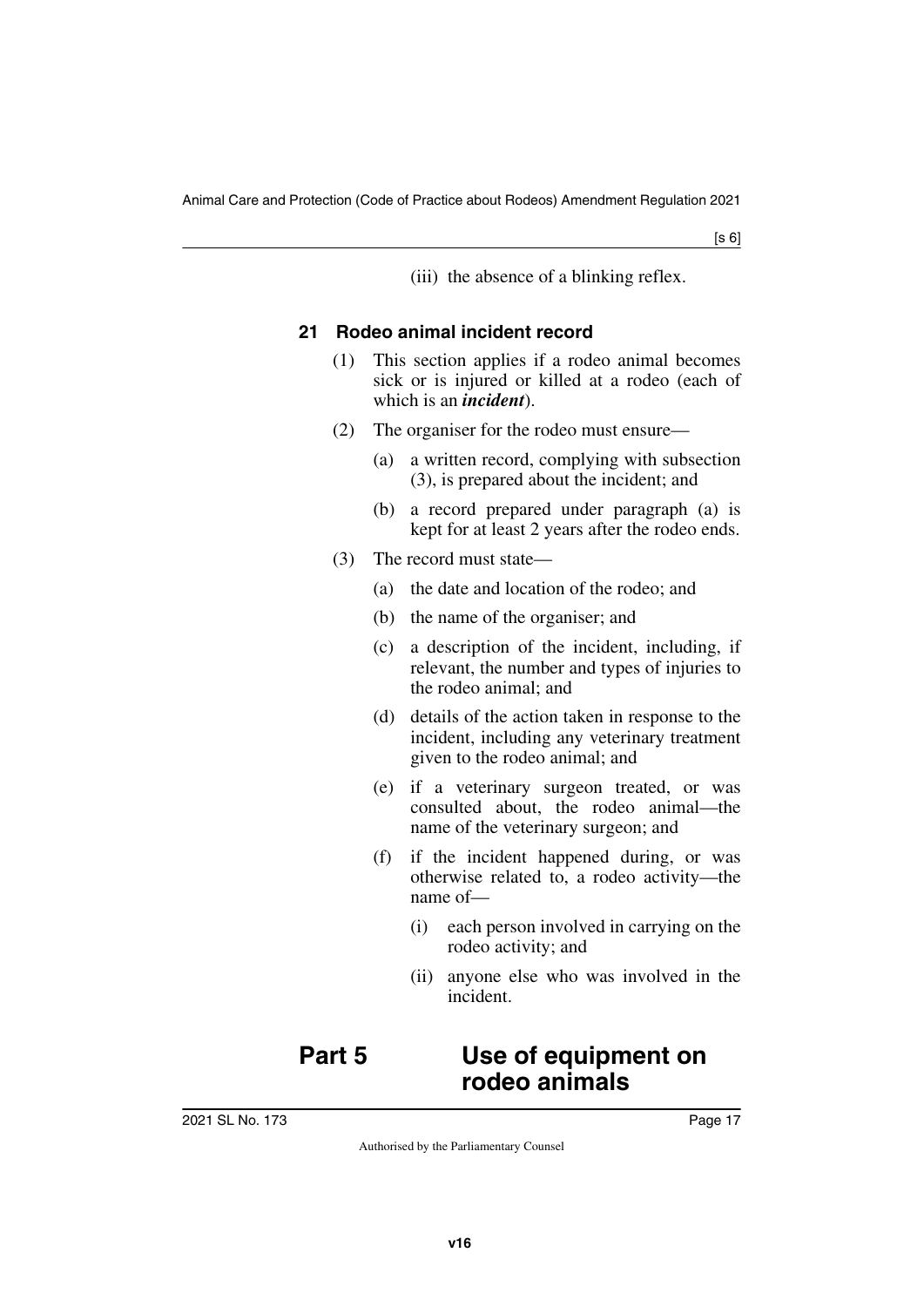(iii) the absence of a blinking reflex.

### 21 Rodeo animal incident record

(1) This section applies if a rodeo animal becomes sick or is injured or killed at a rodeo (each of which is an ***incident***).

(2) The organiser for the rodeo must ensure—

(a) a written record, complying with subsection (3), is prepared about the incident; and

(b) a record prepared under paragraph (a) is kept for at least 2 years after the rodeo ends.

(3) The record must state—

(a) the date and location of the rodeo; and

(b) the name of the organiser; and

(c) a description of the incident, including, if relevant, the number and types of injuries to the rodeo animal; and

(d) details of the action taken in response to the incident, including any veterinary treatment given to the rodeo animal; and

(e) if a veterinary surgeon treated, or was consulted about, the rodeo animal—the name of the veterinary surgeon; and

(f) if the incident happened during, or was otherwise related to, a rodeo activity—the name of—

(i) each person involved in carrying on the rodeo activity; and

(ii) anyone else who was involved in the incident.

## Part 5 Use of equipment on rodeo animals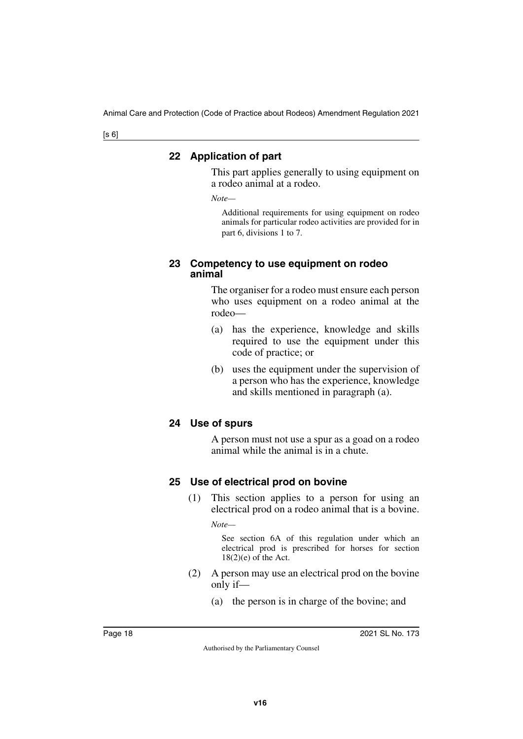#### 22 Application of part

This part applies generally to using equipment on a rodeo animal at a rodeo.

*Note—*

Additional requirements for using equipment on rodeo animals for particular rodeo activities are provided for in part 6, divisions 1 to 7.

#### 23 Competency to use equipment on rodeo animal

The organiser for a rodeo must ensure each person who uses equipment on a rodeo animal at the rodeo—

(a) has the experience, knowledge and skills required to use the equipment under this code of practice; or

(b) uses the equipment under the supervision of a person who has the experience, knowledge and skills mentioned in paragraph (a).

#### 24 Use of spurs

A person must not use a spur as a goad on a rodeo animal while the animal is in a chute.

#### 25 Use of electrical prod on bovine

(1) This section applies to a person for using an electrical prod on a rodeo animal that is a bovine.

*Note—*

See section 6A of this regulation under which an electrical prod is prescribed for horses for section 18(2)(e) of the Act.

(2) A person may use an electrical prod on the bovine only if—

(a) the person is in charge of the bovine; and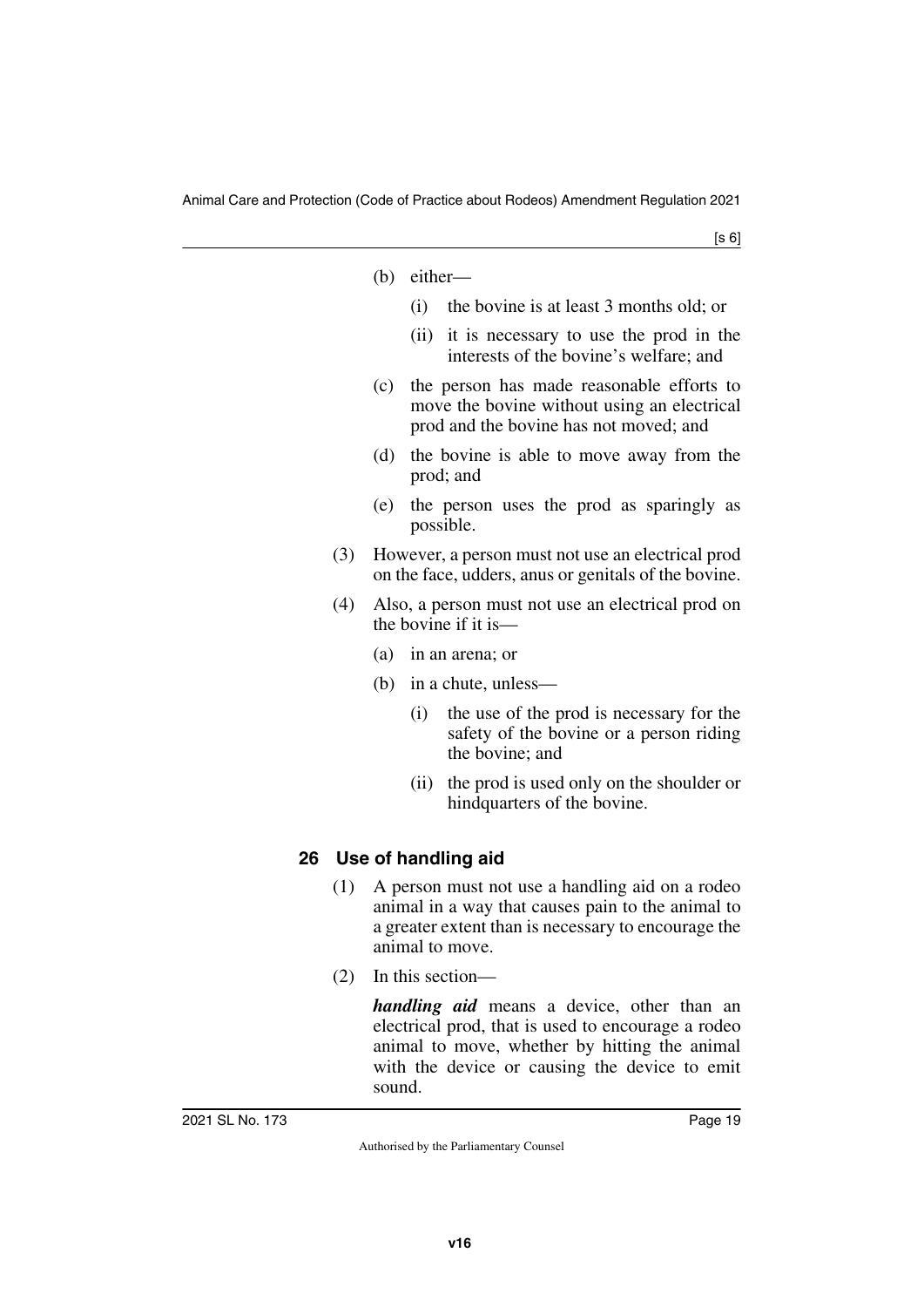(b) either—

(i) the bovine is at least 3 months old; or

(ii) it is necessary to use the prod in the interests of the bovine's welfare; and

(c) the person has made reasonable efforts to move the bovine without using an electrical prod and the bovine has not moved; and

(d) the bovine is able to move away from the prod; and

(e) the person uses the prod as sparingly as possible.

(3) However, a person must not use an electrical prod on the face, udders, anus or genitals of the bovine.

(4) Also, a person must not use an electrical prod on the bovine if it is—

(a) in an arena; or

(b) in a chute, unless—

(i) the use of the prod is necessary for the safety of the bovine or a person riding the bovine; and

(ii) the prod is used only on the shoulder or hindquarters of the bovine.

## 26 Use of handling aid

(1) A person must not use a handling aid on a rodeo animal in a way that causes pain to the animal to a greater extent than is necessary to encourage the animal to move.

(2) In this section—

***handling aid*** means a device, other than an electrical prod, that is used to encourage a rodeo animal to move, whether by hitting the animal with the device or causing the device to emit sound.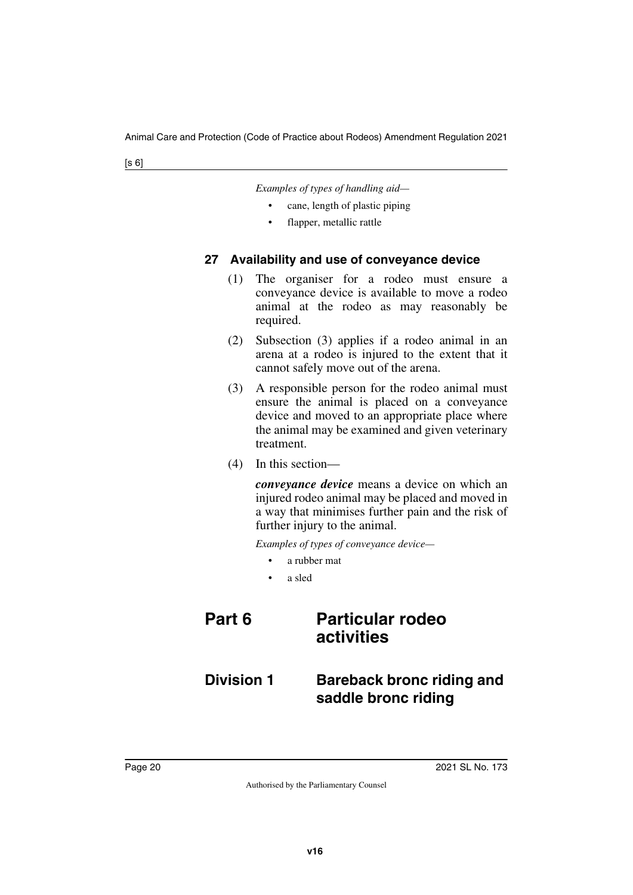*Examples of types of handling aid—*

- cane, length of plastic piping
- flapper, metallic rattle

### 27 Availability and use of conveyance device

(1) The organiser for a rodeo must ensure a conveyance device is available to move a rodeo animal at the rodeo as may reasonably be required.

(2) Subsection (3) applies if a rodeo animal in an arena at a rodeo is injured to the extent that it cannot safely move out of the arena.

(3) A responsible person for the rodeo animal must ensure the animal is placed on a conveyance device and moved to an appropriate place where the animal may be examined and given veterinary treatment.

(4) In this section—

***conveyance device*** means a device on which an injured rodeo animal may be placed and moved in a way that minimises further pain and the risk of further injury to the animal.

*Examples of types of conveyance device—*

- a rubber mat
- a sled

# Part 6 Particular rodeo activities

## Division 1 Bareback bronc riding and saddle bronc riding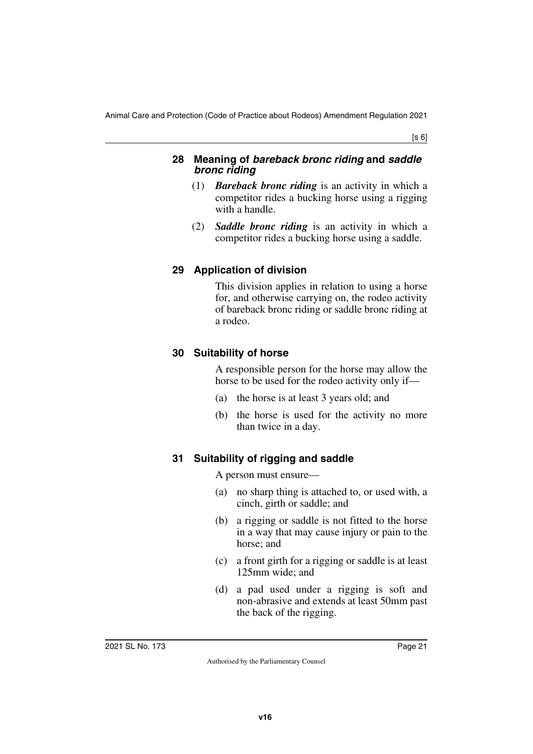### 28 Meaning of *bareback bronc riding* and *saddle bronc riding*

(1) ***Bareback bronc riding*** is an activity in which a competitor rides a bucking horse using a rigging with a handle.

(2) ***Saddle bronc riding*** is an activity in which a competitor rides a bucking horse using a saddle.

### 29 Application of division

This division applies in relation to using a horse for, and otherwise carrying on, the rodeo activity of bareback bronc riding or saddle bronc riding at a rodeo.

### 30 Suitability of horse

A responsible person for the horse may allow the horse to be used for the rodeo activity only if—

(a) the horse is at least 3 years old; and

(b) the horse is used for the activity no more than twice in a day.

### 31 Suitability of rigging and saddle

A person must ensure—

(a) no sharp thing is attached to, or used with, a cinch, girth or saddle; and

(b) a rigging or saddle is not fitted to the horse in a way that may cause injury or pain to the horse; and

(c) a front girth for a rigging or saddle is at least 125mm wide; and

(d) a pad used under a rigging is soft and non-abrasive and extends at least 50mm past the back of the rigging.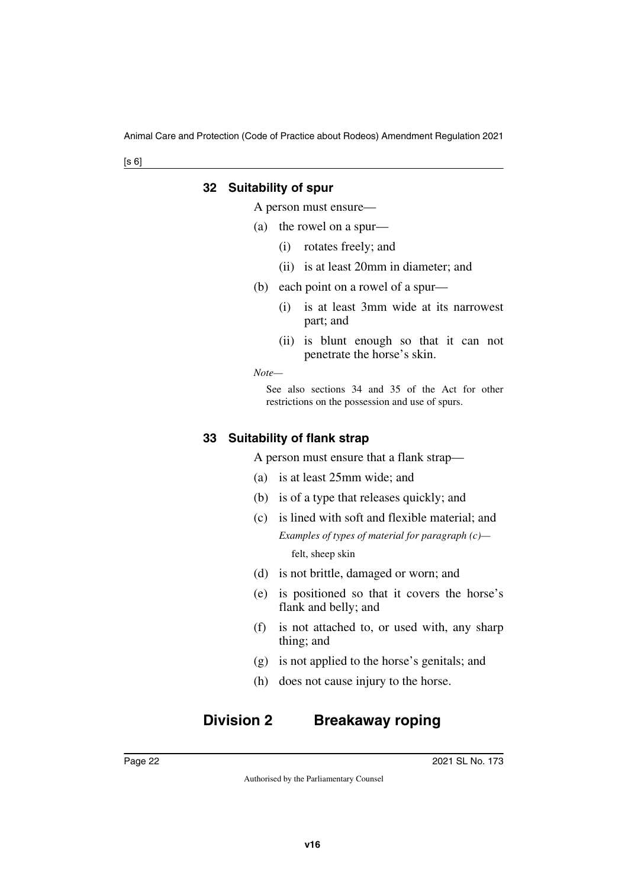### 32 Suitability of spur

A person must ensure—

(a) the rowel on a spur—

   (i) rotates freely; and

   (ii) is at least 20mm in diameter; and

(b) each point on a rowel of a spur—

   (i) is at least 3mm wide at its narrowest part; and

   (ii) is blunt enough so that it can not penetrate the horse's skin.

*Note—*

See also sections 34 and 35 of the Act for other restrictions on the possession and use of spurs.

### 33 Suitability of flank strap

A person must ensure that a flank strap—

(a) is at least 25mm wide; and

(b) is of a type that releases quickly; and

(c) is lined with soft and flexible material; and

   *Examples of types of material for paragraph (c)—*

   felt, sheep skin

(d) is not brittle, damaged or worn; and

(e) is positioned so that it covers the horse's flank and belly; and

(f) is not attached to, or used with, any sharp thing; and

(g) is not applied to the horse's genitals; and

(h) does not cause injury to the horse.

## Division 2 Breakaway roping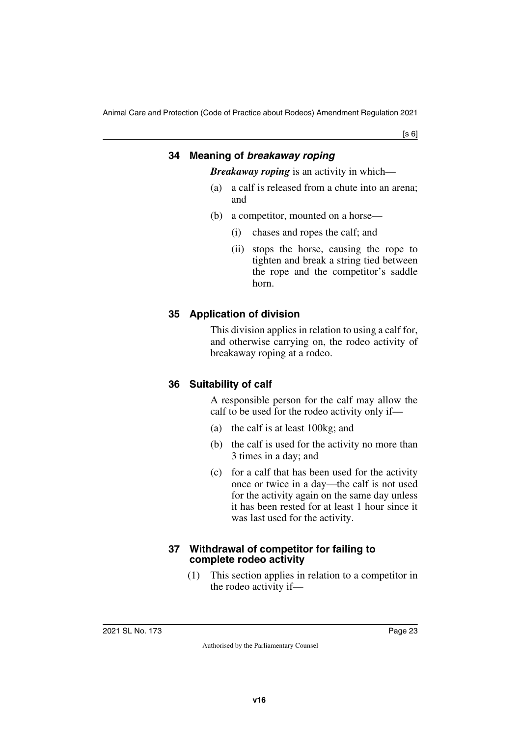### 34 Meaning of ***breakaway roping***

***Breakaway roping*** is an activity in which—

(a) a calf is released from a chute into an arena; and

(b) a competitor, mounted on a horse—

  (i) chases and ropes the calf; and

  (ii) stops the horse, causing the rope to tighten and break a string tied between the rope and the competitor's saddle horn.

### 35 Application of division

This division applies in relation to using a calf for, and otherwise carrying on, the rodeo activity of breakaway roping at a rodeo.

### 36 Suitability of calf

A responsible person for the calf may allow the calf to be used for the rodeo activity only if—

(a) the calf is at least 100kg; and

(b) the calf is used for the activity no more than 3 times in a day; and

(c) for a calf that has been used for the activity once or twice in a day—the calf is not used for the activity again on the same day unless it has been rested for at least 1 hour since it was last used for the activity.

### 37 Withdrawal of competitor for failing to complete rodeo activity

(1) This section applies in relation to a competitor in the rodeo activity if—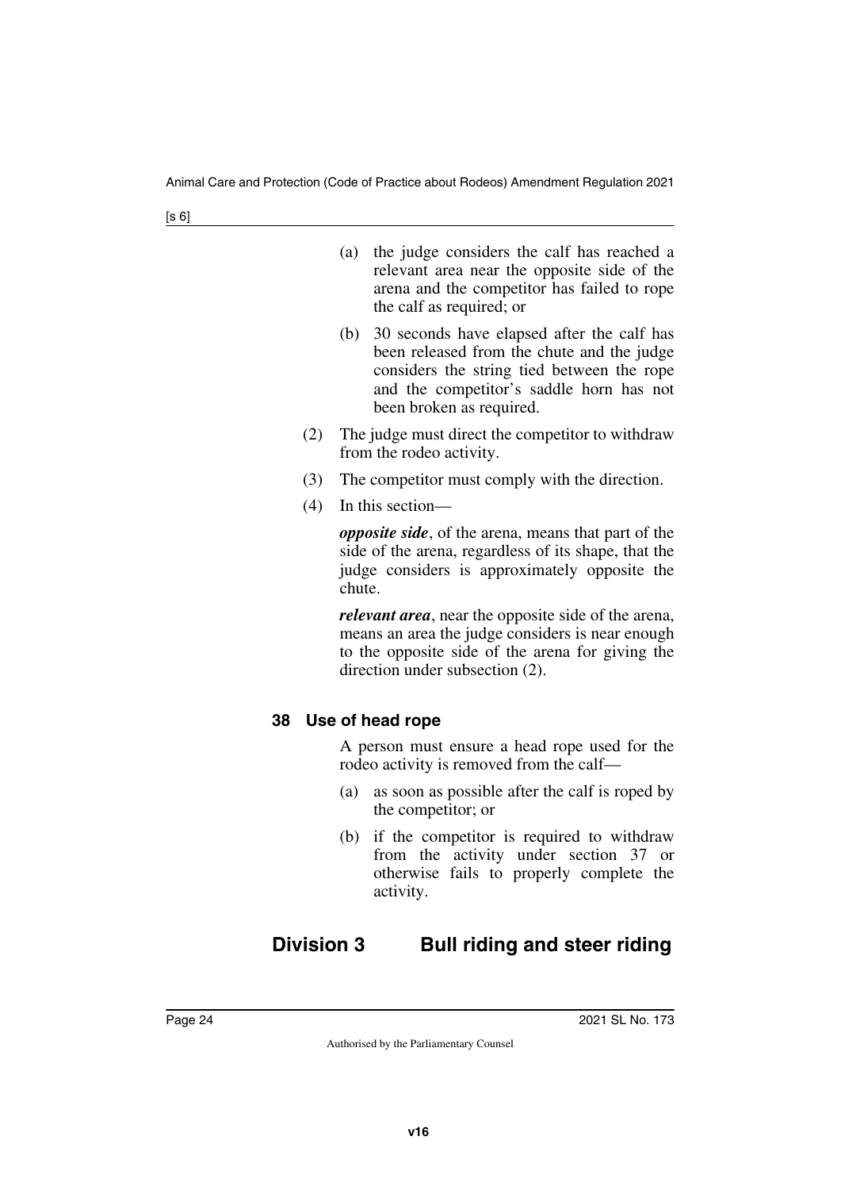(a) the judge considers the calf has reached a relevant area near the opposite side of the arena and the competitor has failed to rope the calf as required; or

(b) 30 seconds have elapsed after the calf has been released from the chute and the judge considers the string tied between the rope and the competitor's saddle horn has not been broken as required.

(2) The judge must direct the competitor to withdraw from the rodeo activity.

(3) The competitor must comply with the direction.

(4) In this section—

***opposite side***, of the arena, means that part of the side of the arena, regardless of its shape, that the judge considers is approximately opposite the chute.

***relevant area***, near the opposite side of the arena, means an area the judge considers is near enough to the opposite side of the arena for giving the direction under subsection (2).

### 38 Use of head rope

A person must ensure a head rope used for the rodeo activity is removed from the calf—

(a) as soon as possible after the calf is roped by the competitor; or

(b) if the competitor is required to withdraw from the activity under section 37 or otherwise fails to properly complete the activity.

## Division 3 Bull riding and steer riding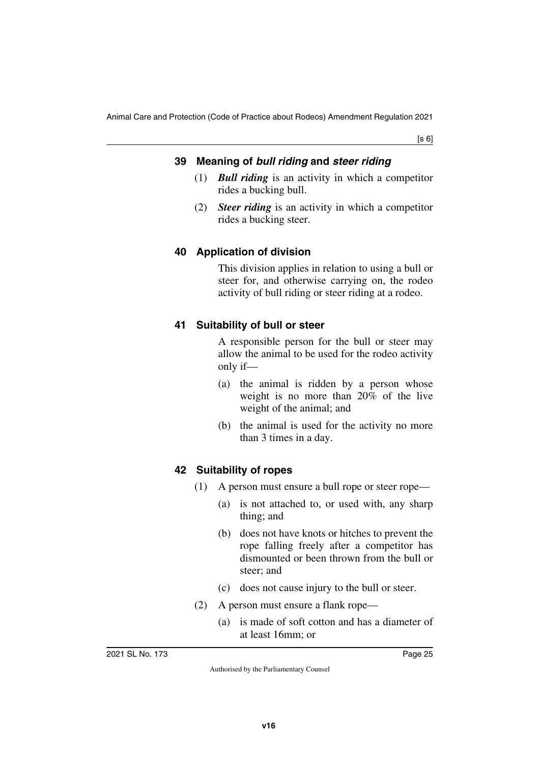## 39 Meaning of *bull riding* and *steer riding*

(1) ***Bull riding*** is an activity in which a competitor rides a bucking bull.

(2) ***Steer riding*** is an activity in which a competitor rides a bucking steer.

## 40 Application of division

This division applies in relation to using a bull or steer for, and otherwise carrying on, the rodeo activity of bull riding or steer riding at a rodeo.

## 41 Suitability of bull or steer

A responsible person for the bull or steer may allow the animal to be used for the rodeo activity only if—

(a) the animal is ridden by a person whose weight is no more than 20% of the live weight of the animal; and

(b) the animal is used for the activity no more than 3 times in a day.

## 42 Suitability of ropes

(1) A person must ensure a bull rope or steer rope—

(a) is not attached to, or used with, any sharp thing; and

(b) does not have knots or hitches to prevent the rope falling freely after a competitor has dismounted or been thrown from the bull or steer; and

(c) does not cause injury to the bull or steer.

(2) A person must ensure a flank rope—

(a) is made of soft cotton and has a diameter of at least 16mm; or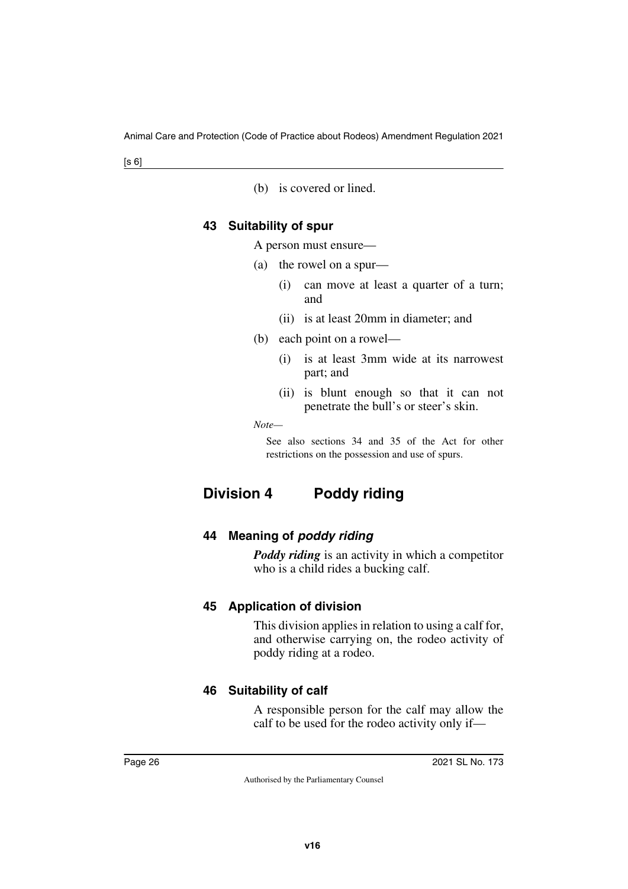(b) is covered or lined.

### 43 Suitability of spur

A person must ensure—

(a) the rowel on a spur—

(i) can move at least a quarter of a turn; and

(ii) is at least 20mm in diameter; and

(b) each point on a rowel—

(i) is at least 3mm wide at its narrowest part; and

(ii) is blunt enough so that it can not penetrate the bull's or steer's skin.

*Note—*

See also sections 34 and 35 of the Act for other restrictions on the possession and use of spurs.

## Division 4 Poddy riding

### 44 Meaning of *poddy riding*

***Poddy riding*** is an activity in which a competitor who is a child rides a bucking calf.

### 45 Application of division

This division applies in relation to using a calf for, and otherwise carrying on, the rodeo activity of poddy riding at a rodeo.

### 46 Suitability of calf

A responsible person for the calf may allow the calf to be used for the rodeo activity only if—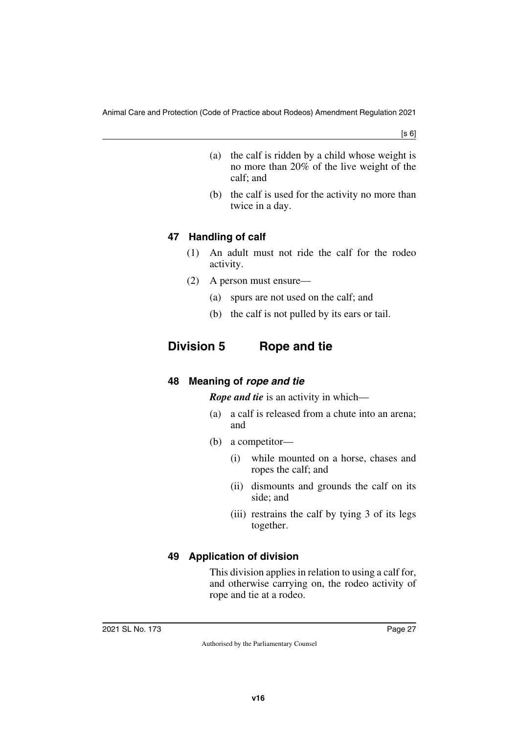(a) the calf is ridden by a child whose weight is no more than 20% of the live weight of the calf; and

(b) the calf is used for the activity no more than twice in a day.

### 47 Handling of calf

(1) An adult must not ride the calf for the rodeo activity.

(2) A person must ensure—

(a) spurs are not used on the calf; and

(b) the calf is not pulled by its ears or tail.

## Division 5 Rope and tie

### 48 Meaning of *rope and tie*

***Rope and tie*** is an activity in which—

(a) a calf is released from a chute into an arena; and

(b) a competitor—

(i) while mounted on a horse, chases and ropes the calf; and

(ii) dismounts and grounds the calf on its side; and

(iii) restrains the calf by tying 3 of its legs together.

### 49 Application of division

This division applies in relation to using a calf for, and otherwise carrying on, the rodeo activity of rope and tie at a rodeo.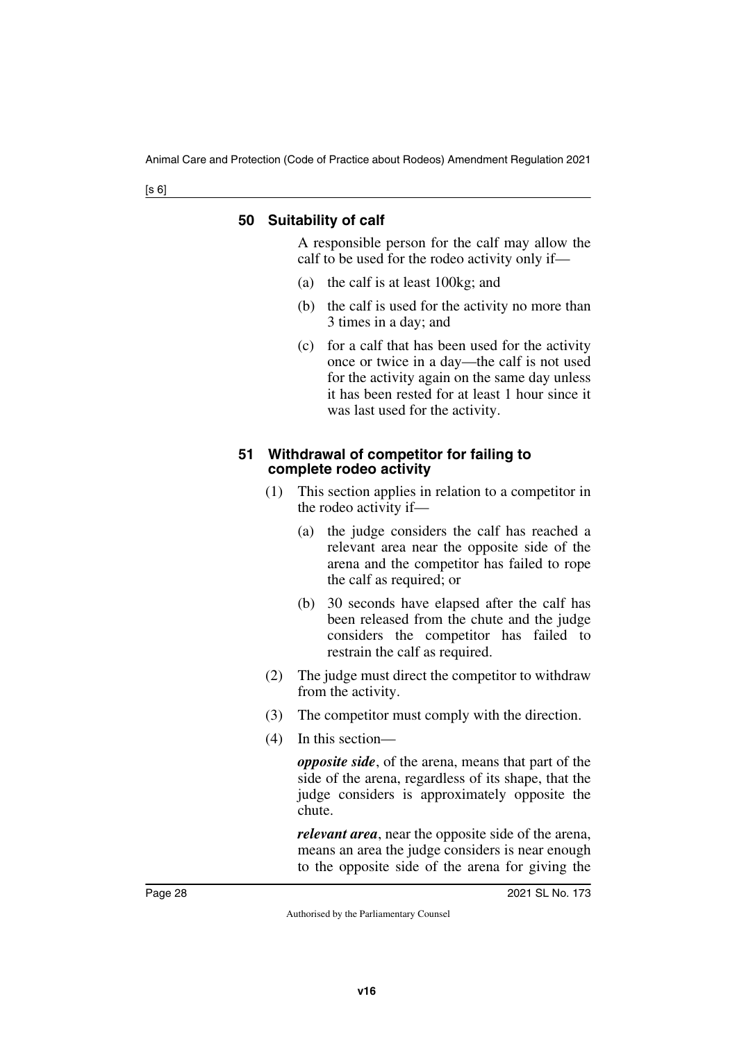## 50 Suitability of calf

A responsible person for the calf may allow the calf to be used for the rodeo activity only if—

(a) the calf is at least 100kg; and

(b) the calf is used for the activity no more than 3 times in a day; and

(c) for a calf that has been used for the activity once or twice in a day—the calf is not used for the activity again on the same day unless it has been rested for at least 1 hour since it was last used for the activity.

## 51 Withdrawal of competitor for failing to complete rodeo activity

(1) This section applies in relation to a competitor in the rodeo activity if—

(a) the judge considers the calf has reached a relevant area near the opposite side of the arena and the competitor has failed to rope the calf as required; or

(b) 30 seconds have elapsed after the calf has been released from the chute and the judge considers the competitor has failed to restrain the calf as required.

(2) The judge must direct the competitor to withdraw from the activity.

(3) The competitor must comply with the direction.

(4) In this section—

***opposite side***, of the arena, means that part of the side of the arena, regardless of its shape, that the judge considers is approximately opposite the chute.

***relevant area***, near the opposite side of the arena, means an area the judge considers is near enough to the opposite side of the arena for giving the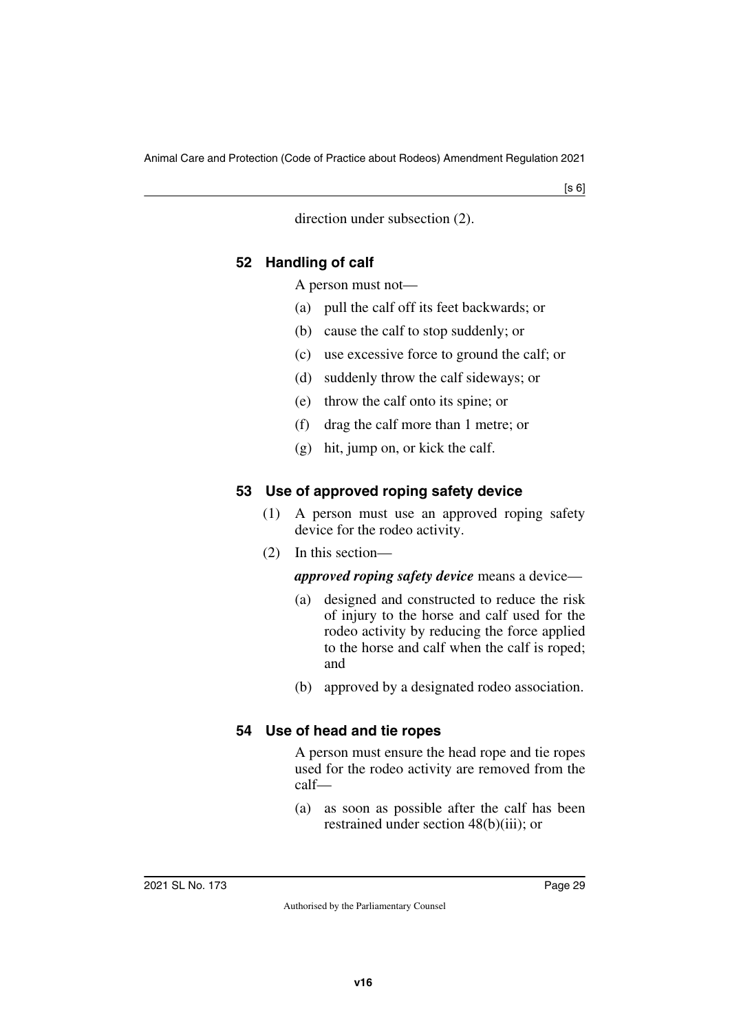direction under subsection (2).

### 52 Handling of calf

A person must not—

(a) pull the calf off its feet backwards; or

(b) cause the calf to stop suddenly; or

(c) use excessive force to ground the calf; or

(d) suddenly throw the calf sideways; or

(e) throw the calf onto its spine; or

(f) drag the calf more than 1 metre; or

(g) hit, jump on, or kick the calf.

### 53 Use of approved roping safety device

(1) A person must use an approved roping safety device for the rodeo activity.

(2) In this section—

***approved roping safety device*** means a device—

(a) designed and constructed to reduce the risk of injury to the horse and calf used for the rodeo activity by reducing the force applied to the horse and calf when the calf is roped; and

(b) approved by a designated rodeo association.

### 54 Use of head and tie ropes

A person must ensure the head rope and tie ropes used for the rodeo activity are removed from the calf—

(a) as soon as possible after the calf has been restrained under section 48(b)(iii); or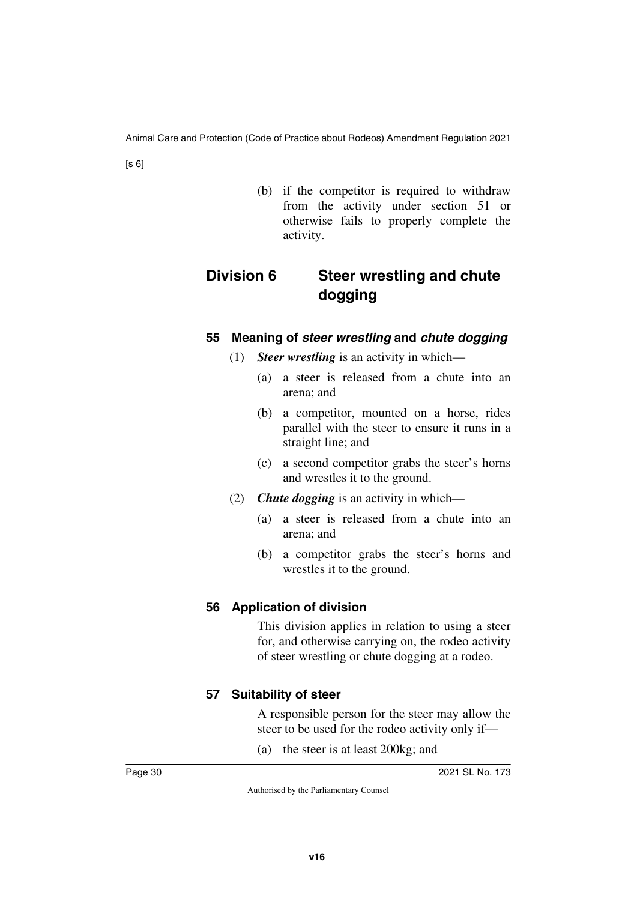(b) if the competitor is required to withdraw from the activity under section 51 or otherwise fails to properly complete the activity.

## Division 6 Steer wrestling and chute dogging

### 55 Meaning of *steer wrestling* and *chute dogging*

(1) ***Steer wrestling*** is an activity in which—

(a) a steer is released from a chute into an arena; and

(b) a competitor, mounted on a horse, rides parallel with the steer to ensure it runs in a straight line; and

(c) a second competitor grabs the steer's horns and wrestles it to the ground.

(2) ***Chute dogging*** is an activity in which—

(a) a steer is released from a chute into an arena; and

(b) a competitor grabs the steer's horns and wrestles it to the ground.

### 56 Application of division

This division applies in relation to using a steer for, and otherwise carrying on, the rodeo activity of steer wrestling or chute dogging at a rodeo.

### 57 Suitability of steer

A responsible person for the steer may allow the steer to be used for the rodeo activity only if—

(a) the steer is at least 200kg; and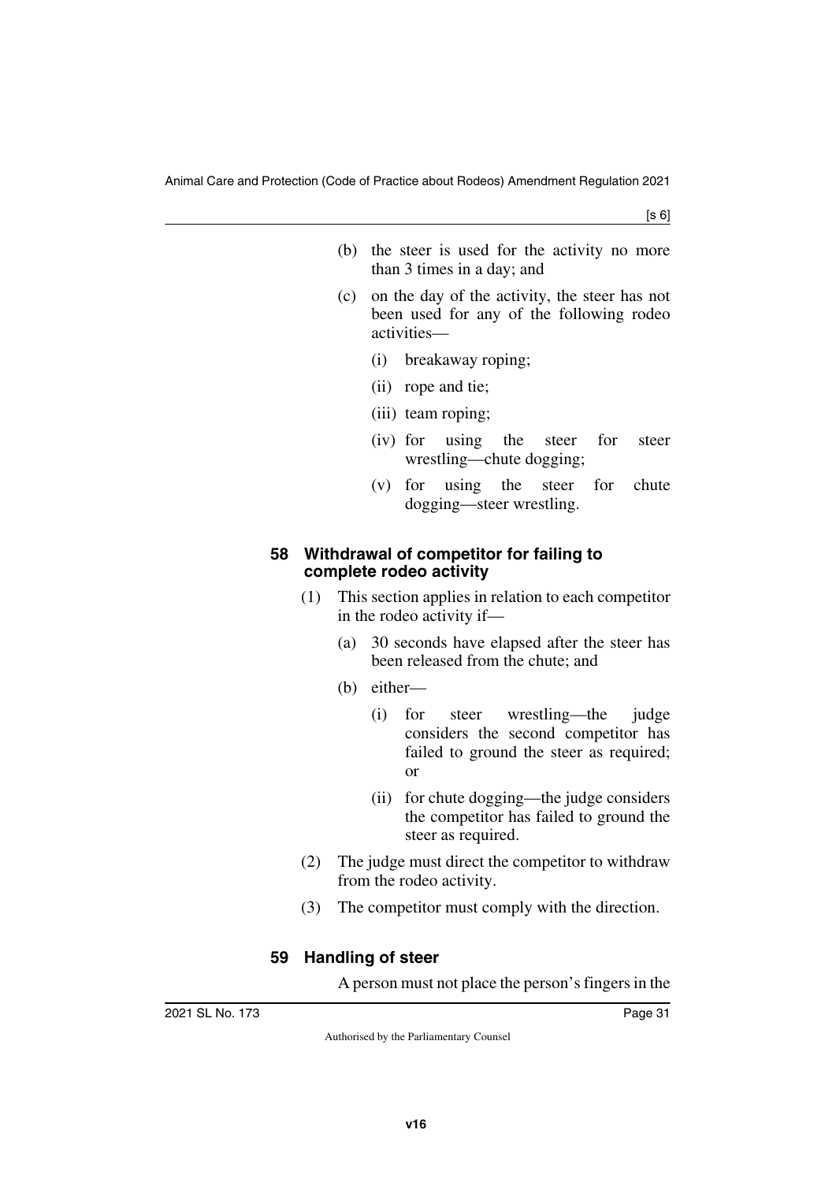(b) the steer is used for the activity no more than 3 times in a day; and

(c) on the day of the activity, the steer has not been used for any of the following rodeo activities—

(i) breakaway roping;

(ii) rope and tie;

(iii) team roping;

(iv) for using the steer for steer wrestling—chute dogging;

(v) for using the steer for chute dogging—steer wrestling.

### 58 Withdrawal of competitor for failing to complete rodeo activity

(1) This section applies in relation to each competitor in the rodeo activity if—

(a) 30 seconds have elapsed after the steer has been released from the chute; and

(b) either—

(i) for steer wrestling—the judge considers the second competitor has failed to ground the steer as required; or

(ii) for chute dogging—the judge considers the competitor has failed to ground the steer as required.

(2) The judge must direct the competitor to withdraw from the rodeo activity.

(3) The competitor must comply with the direction.

### 59 Handling of steer

A person must not place the person's fingers in the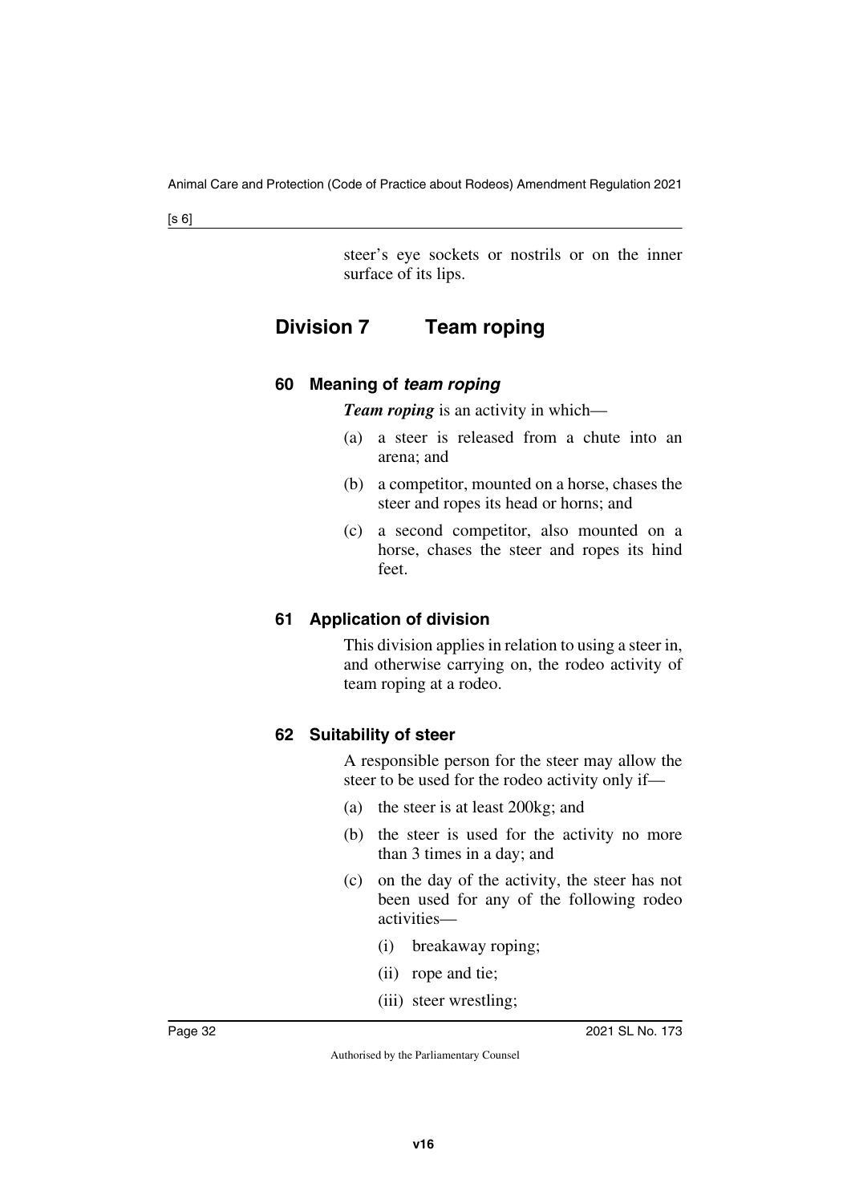steer's eye sockets or nostrils or on the inner surface of its lips.

## Division 7 Team roping

### 60 Meaning of *team roping*

***Team roping*** is an activity in which—

(a) a steer is released from a chute into an arena; and

(b) a competitor, mounted on a horse, chases the steer and ropes its head or horns; and

(c) a second competitor, also mounted on a horse, chases the steer and ropes its hind feet.

### 61 Application of division

This division applies in relation to using a steer in, and otherwise carrying on, the rodeo activity of team roping at a rodeo.

### 62 Suitability of steer

A responsible person for the steer may allow the steer to be used for the rodeo activity only if—

(a) the steer is at least 200kg; and

(b) the steer is used for the activity no more than 3 times in a day; and

(c) on the day of the activity, the steer has not been used for any of the following rodeo activities—

(i) breakaway roping;

(ii) rope and tie;

(iii) steer wrestling;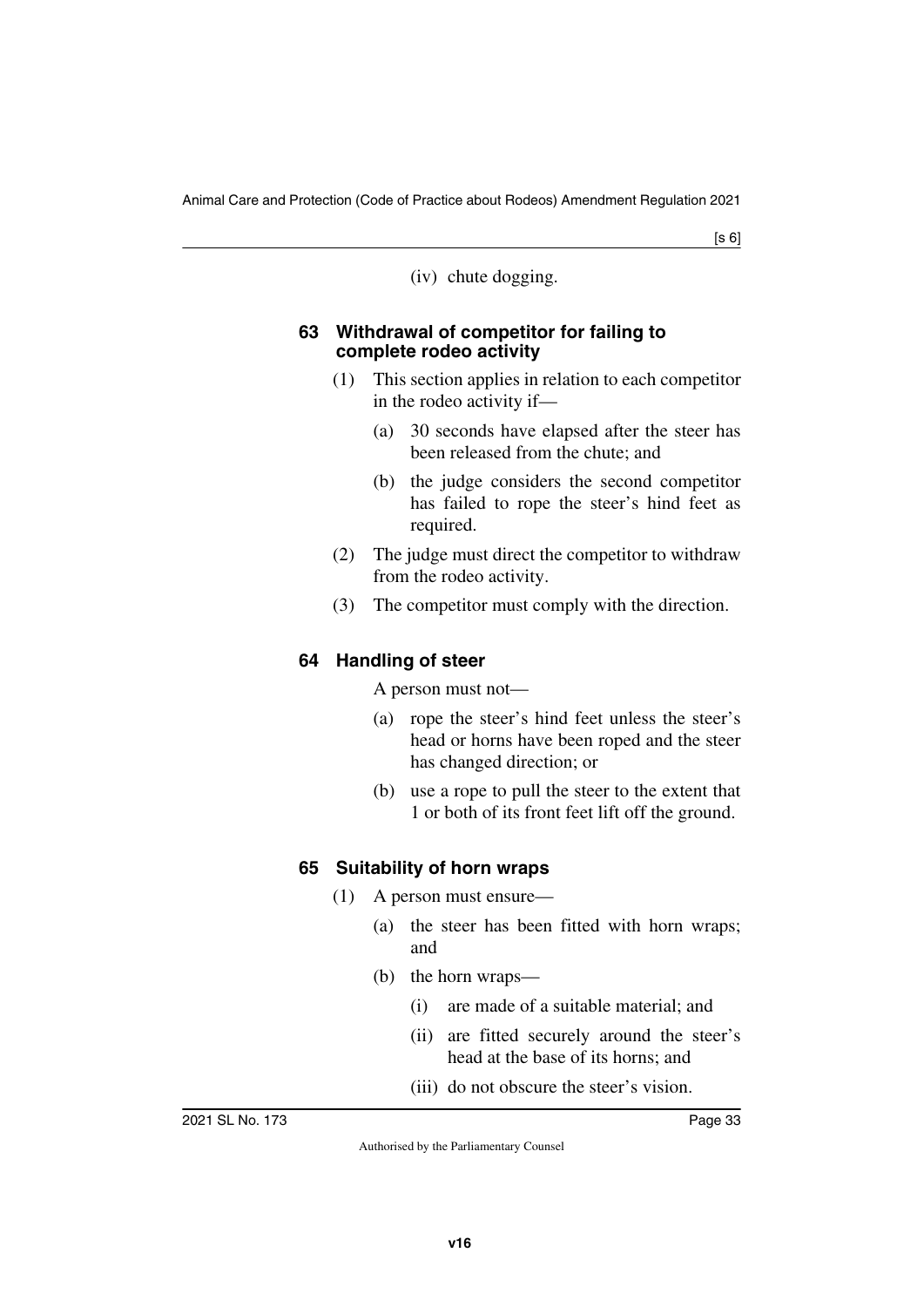(iv) chute dogging.

### 63 Withdrawal of competitor for failing to complete rodeo activity

(1) This section applies in relation to each competitor in the rodeo activity if—

(a) 30 seconds have elapsed after the steer has been released from the chute; and

(b) the judge considers the second competitor has failed to rope the steer's hind feet as required.

(2) The judge must direct the competitor to withdraw from the rodeo activity.

(3) The competitor must comply with the direction.

### 64 Handling of steer

A person must not—

(a) rope the steer's hind feet unless the steer's head or horns have been roped and the steer has changed direction; or

(b) use a rope to pull the steer to the extent that 1 or both of its front feet lift off the ground.

### 65 Suitability of horn wraps

(1) A person must ensure—

(a) the steer has been fitted with horn wraps; and

(b) the horn wraps—

(i) are made of a suitable material; and

(ii) are fitted securely around the steer's head at the base of its horns; and

(iii) do not obscure the steer's vision.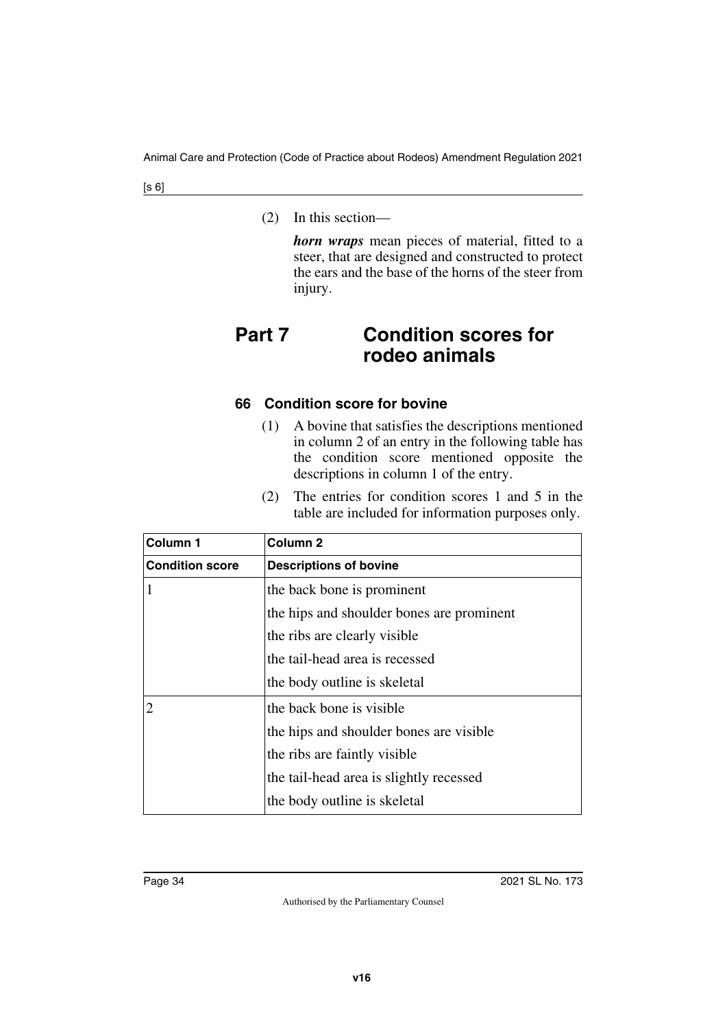(2) In this section—

***horn wraps*** mean pieces of material, fitted to a steer, that are designed and constructed to protect the ears and the base of the horns of the steer from injury.

## Part 7 Condition scores for rodeo animals

### 66 Condition score for bovine

(1) A bovine that satisfies the descriptions mentioned in column 2 of an entry in the following table has the condition score mentioned opposite the descriptions in column 1 of the entry.

(2) The entries for condition scores 1 and 5 in the table are included for information purposes only.

| Column 1 | Column 2 |
|---|---|
| **Condition score** | **Descriptions of bovine** |
| 1 | the back bone is prominent<br>the hips and shoulder bones are prominent<br>the ribs are clearly visible<br>the tail-head area is recessed<br>the body outline is skeletal |
| 2 | the back bone is visible<br>the hips and shoulder bones are visible<br>the ribs are faintly visible<br>the tail-head area is slightly recessed<br>the body outline is skeletal |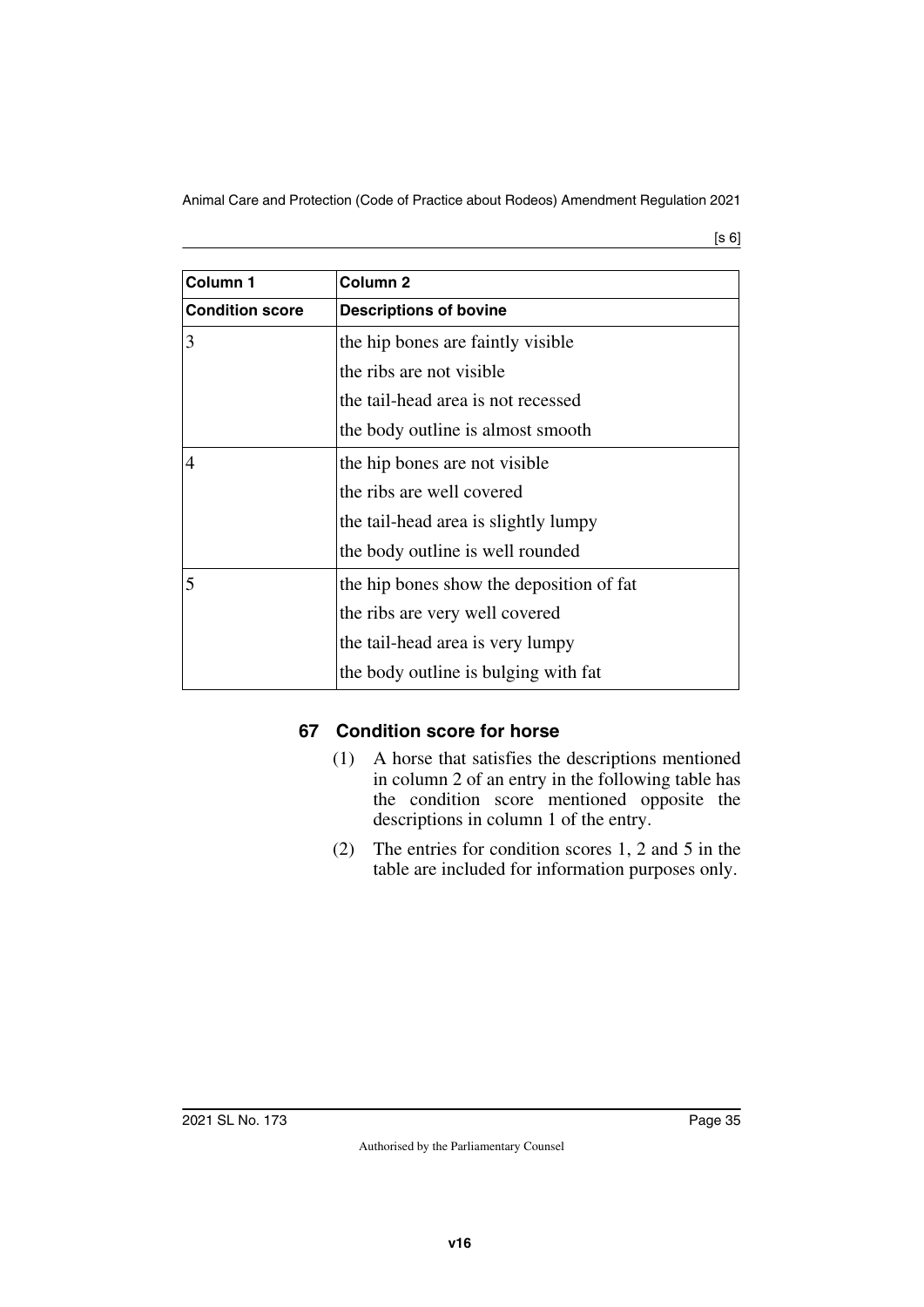| Column 1 | Column 2 |
|---|---|
| **Condition score** | **Descriptions of bovine** |
| 3 | the hip bones are faintly visible<br>the ribs are not visible<br>the tail-head area is not recessed<br>the body outline is almost smooth |
| 4 | the hip bones are not visible<br>the ribs are well covered<br>the tail-head area is slightly lumpy<br>the body outline is well rounded |
| 5 | the hip bones show the deposition of fat<br>the ribs are very well covered<br>the tail-head area is very lumpy<br>the body outline is bulging with fat |

### 67 Condition score for horse

(1) A horse that satisfies the descriptions mentioned in column 2 of an entry in the following table has the condition score mentioned opposite the descriptions in column 1 of the entry.

(2) The entries for condition scores 1, 2 and 5 in the table are included for information purposes only.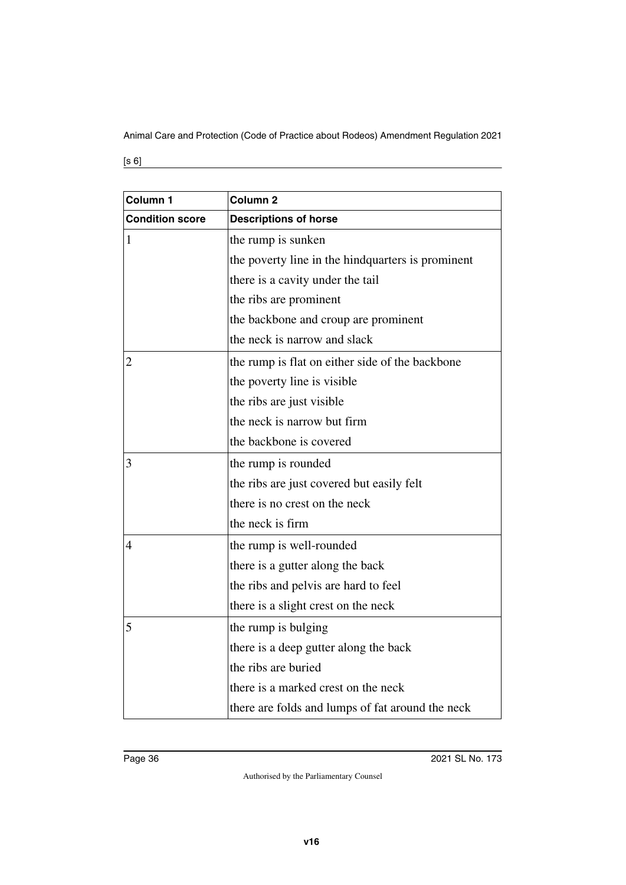| Column 1 | Column 2 |
| --- | --- |
| **Condition score** | **Descriptions of horse** |
| 1 | the rump is sunken<br>the poverty line in the hindquarters is prominent<br>there is a cavity under the tail<br>the ribs are prominent<br>the backbone and croup are prominent<br>the neck is narrow and slack |
| 2 | the rump is flat on either side of the backbone<br>the poverty line is visible<br>the ribs are just visible<br>the neck is narrow but firm<br>the backbone is covered |
| 3 | the rump is rounded<br>the ribs are just covered but easily felt<br>there is no crest on the neck<br>the neck is firm |
| 4 | the rump is well-rounded<br>there is a gutter along the back<br>the ribs and pelvis are hard to feel<br>there is a slight crest on the neck |
| 5 | the rump is bulging<br>there is a deep gutter along the back<br>the ribs are buried<br>there is a marked crest on the neck<br>there are folds and lumps of fat around the neck |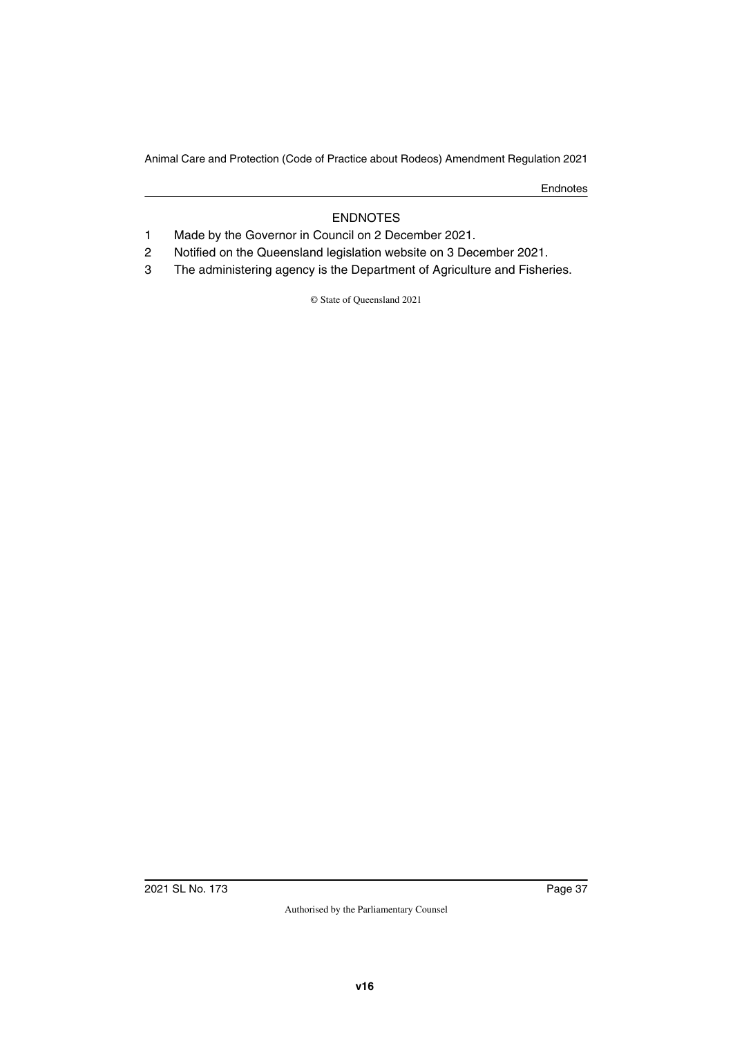## ENDNOTES

1. Made by the Governor in Council on 2 December 2021.
2. Notified on the Queensland legislation website on 3 December 2021.
3. The administering agency is the Department of Agriculture and Fisheries.

© State of Queensland 2021